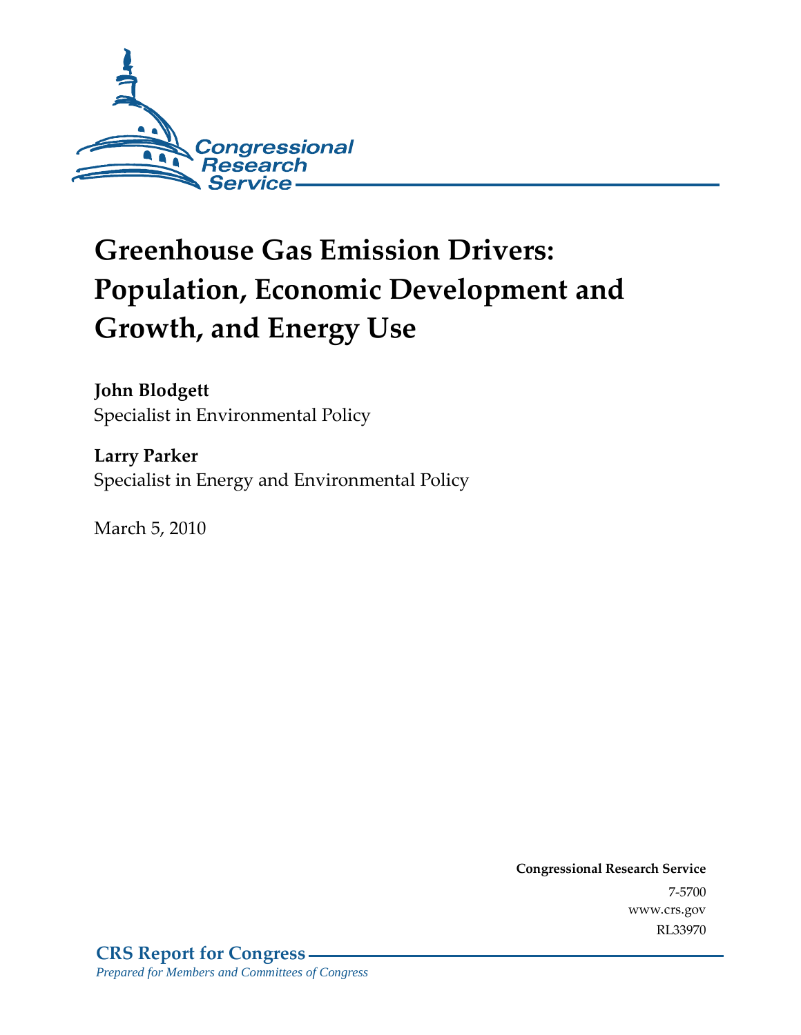Congressional Research Service

# Greenhouse Gas Emission Drivers: Population, Economic Development and Growth, and Energy Use

**John Blodgett**
Specialist in Environmental Policy

**Larry Parker**
Specialist in Energy and Environmental Policy

March 5, 2010

**Congressional Research Service**
7-5700
www.crs.gov
RL33970

**CRS Report for Congress**
*Prepared for Members and Committees of Congress*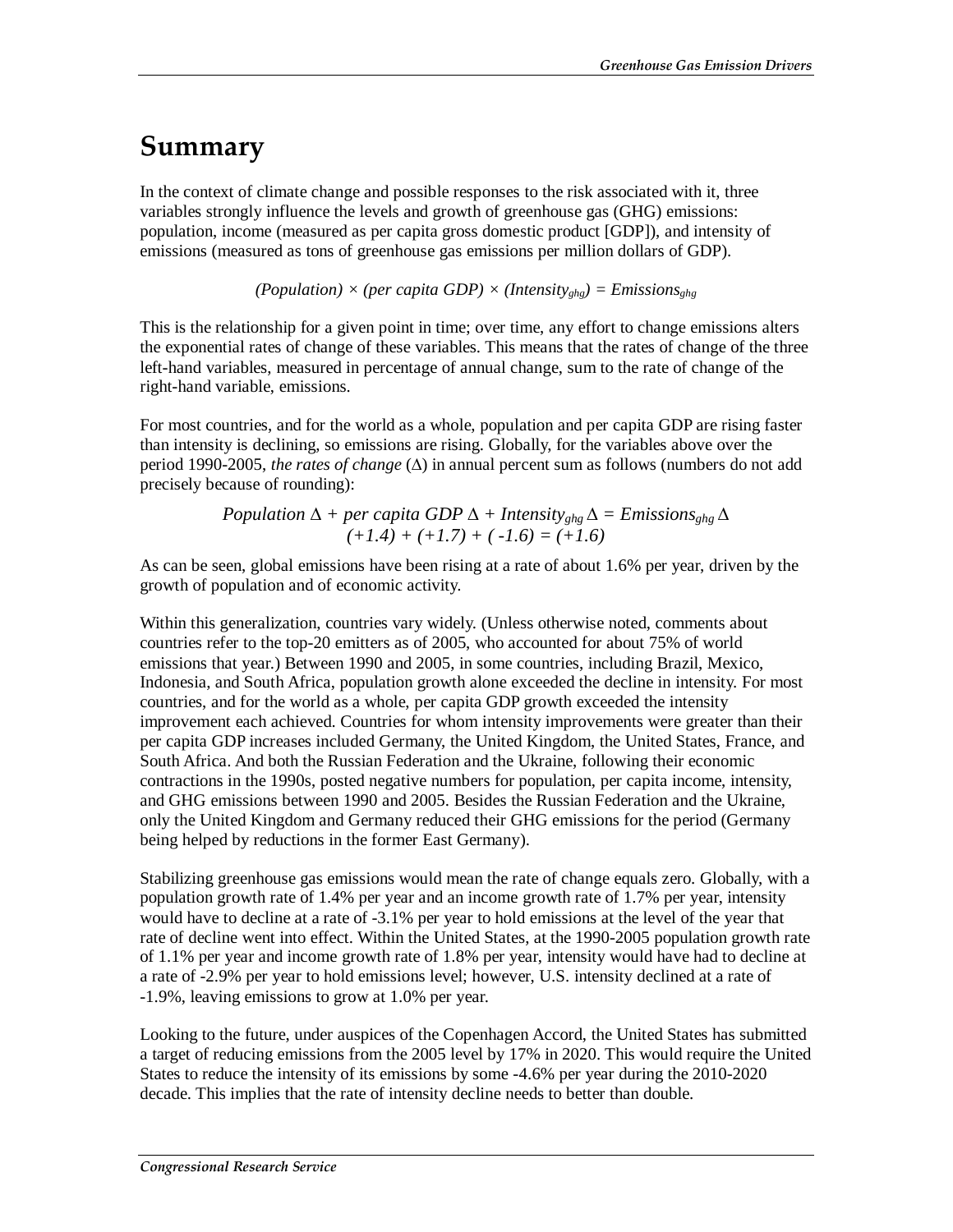# Summary

In the context of climate change and possible responses to the risk associated with it, three variables strongly influence the levels and growth of greenhouse gas (GHG) emissions: population, income (measured as per capita gross domestic product [GDP]), and intensity of emissions (measured as tons of greenhouse gas emissions per million dollars of GDP).

$$(Population) \times (per\ capita\ GDP) \times (Intensity_{ghg}) = Emissions_{ghg}$$

This is the relationship for a given point in time; over time, any effort to change emissions alters the exponential rates of change of these variables. This means that the rates of change of the three left-hand variables, measured in percentage of annual change, sum to the rate of change of the right-hand variable, emissions.

For most countries, and for the world as a whole, population and per capita GDP are rising faster than intensity is declining, so emissions are rising. Globally, for the variables above over the period 1990-2005, *the rates of change* ($\Delta$) in annual percent sum as follows (numbers do not add precisely because of rounding):

$$Population\ \Delta + per\ capita\ GDP\ \Delta + Intensity_{ghg}\ \Delta = Emissions_{ghg}\ \Delta$$
$$(+1.4) + (+1.7) + (-1.6) = (+1.6)$$

As can be seen, global emissions have been rising at a rate of about 1.6% per year, driven by the growth of population and of economic activity.

Within this generalization, countries vary widely. (Unless otherwise noted, comments about countries refer to the top-20 emitters as of 2005, who accounted for about 75% of world emissions that year.) Between 1990 and 2005, in some countries, including Brazil, Mexico, Indonesia, and South Africa, population growth alone exceeded the decline in intensity. For most countries, and for the world as a whole, per capita GDP growth exceeded the intensity improvement each achieved. Countries for whom intensity improvements were greater than their per capita GDP increases included Germany, the United Kingdom, the United States, France, and South Africa. And both the Russian Federation and the Ukraine, following their economic contractions in the 1990s, posted negative numbers for population, per capita income, intensity, and GHG emissions between 1990 and 2005. Besides the Russian Federation and the Ukraine, only the United Kingdom and Germany reduced their GHG emissions for the period (Germany being helped by reductions in the former East Germany).

Stabilizing greenhouse gas emissions would mean the rate of change equals zero. Globally, with a population growth rate of 1.4% per year and an income growth rate of 1.7% per year, intensity would have to decline at a rate of -3.1% per year to hold emissions at the level of the year that rate of decline went into effect. Within the United States, at the 1990-2005 population growth rate of 1.1% per year and income growth rate of 1.8% per year, intensity would have had to decline at a rate of -2.9% per year to hold emissions level; however, U.S. intensity declined at a rate of -1.9%, leaving emissions to grow at 1.0% per year.

Looking to the future, under auspices of the Copenhagen Accord, the United States has submitted a target of reducing emissions from the 2005 level by 17% in 2020. This would require the United States to reduce the intensity of its emissions by some -4.6% per year during the 2010-2020 decade. This implies that the rate of intensity decline needs to better than double.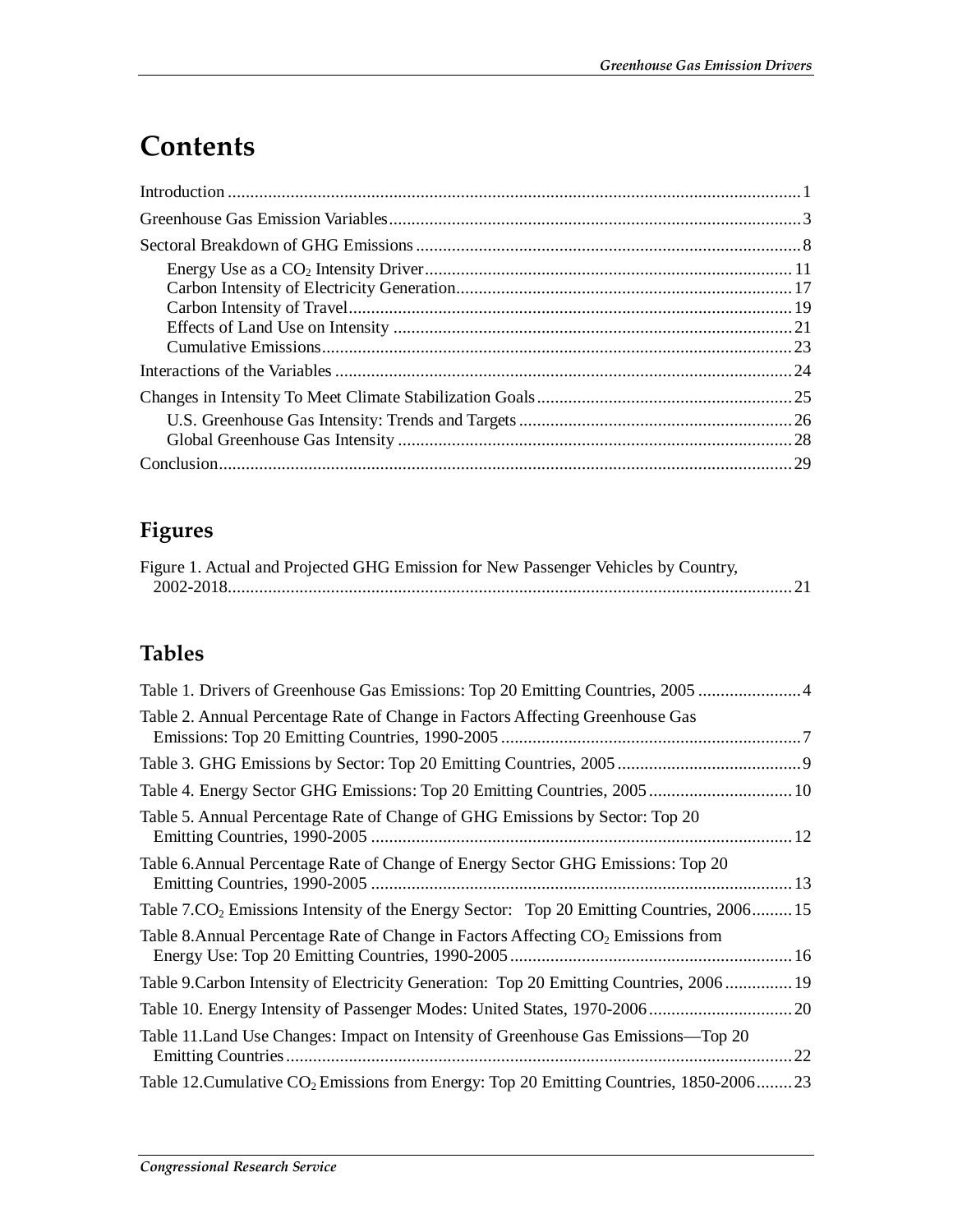# Contents

Introduction ........................................................................................................................ 1

Greenhouse Gas Emission Variables ........................................................................................ 3

Sectoral Breakdown of GHG Emissions .................................................................................... 8

- Energy Use as a $CO_2$ Intensity Driver ............................................................................ 11
- Carbon Intensity of Electricity Generation ........................................................................ 17
- Carbon Intensity of Travel ............................................................................................ 19
- Effects of Land Use on Intensity ..................................................................................... 21
- Cumulative Emissions ................................................................................................... 23

Interactions of the Variables ................................................................................................ 24

Changes in Intensity To Meet Climate Stabilization Goals ......................................................... 25

- U.S. Greenhouse Gas Intensity: Trends and Targets ........................................................... 26
- Global Greenhouse Gas Intensity .................................................................................... 28

Conclusion ......................................................................................................................... 29

## Figures

Figure 1. Actual and Projected GHG Emission for New Passenger Vehicles by Country, 2002-2018 .................................................................................................................. 21

## Tables

Table 1. Drivers of Greenhouse Gas Emissions: Top 20 Emitting Countries, 2005 ........................ 4

Table 2. Annual Percentage Rate of Change in Factors Affecting Greenhouse Gas Emissions: Top 20 Emitting Countries, 1990-2005 ................................................................... 7

Table 3. GHG Emissions by Sector: Top 20 Emitting Countries, 2005 .......................................... 9

Table 4. Energy Sector GHG Emissions: Top 20 Emitting Countries, 2005 ................................ 10

Table 5. Annual Percentage Rate of Change of GHG Emissions by Sector: Top 20 Emitting Countries, 1990-2005 ............................................................................................. 12

Table 6. Annual Percentage Rate of Change of Energy Sector GHG Emissions: Top 20 Emitting Countries, 1990-2005 ............................................................................................. 13

Table 7. $CO_2$ Emissions Intensity of the Energy Sector: Top 20 Emitting Countries, 2006 ......... 15

Table 8. Annual Percentage Rate of Change in Factors Affecting $CO_2$ Emissions from Energy Use: Top 20 Emitting Countries, 1990-2005 ............................................................... 16

Table 9. Carbon Intensity of Electricity Generation: Top 20 Emitting Countries, 2006 ............... 19

Table 10. Energy Intensity of Passenger Modes: United States, 1970-2006 ................................ 20

Table 11. Land Use Changes: Impact on Intensity of Greenhouse Gas Emissions—Top 20 Emitting Countries ................................................................................................................. 22

Table 12. Cumulative $CO_2$ Emissions from Energy: Top 20 Emitting Countries, 1850-2006 ........ 23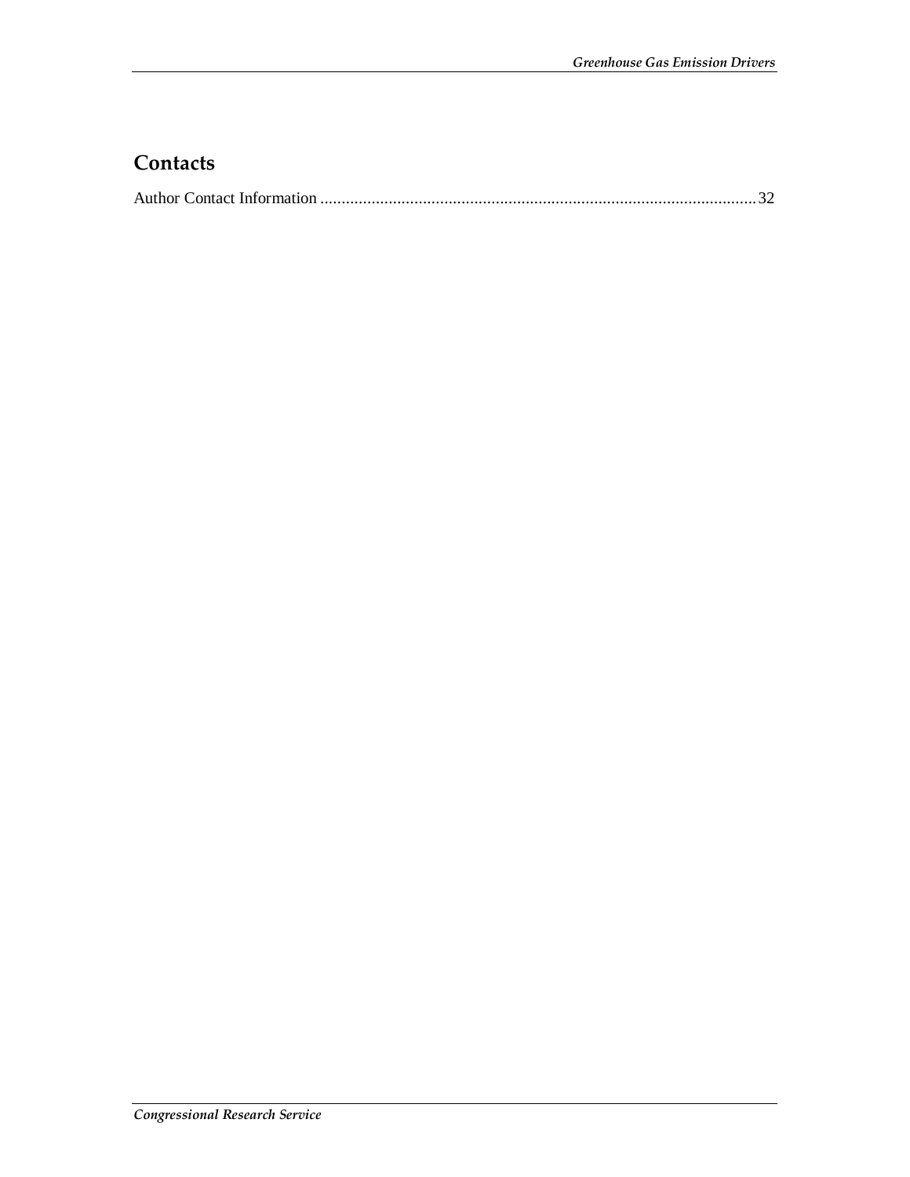## Contacts

Author Contact Information ........................................................................................................ 32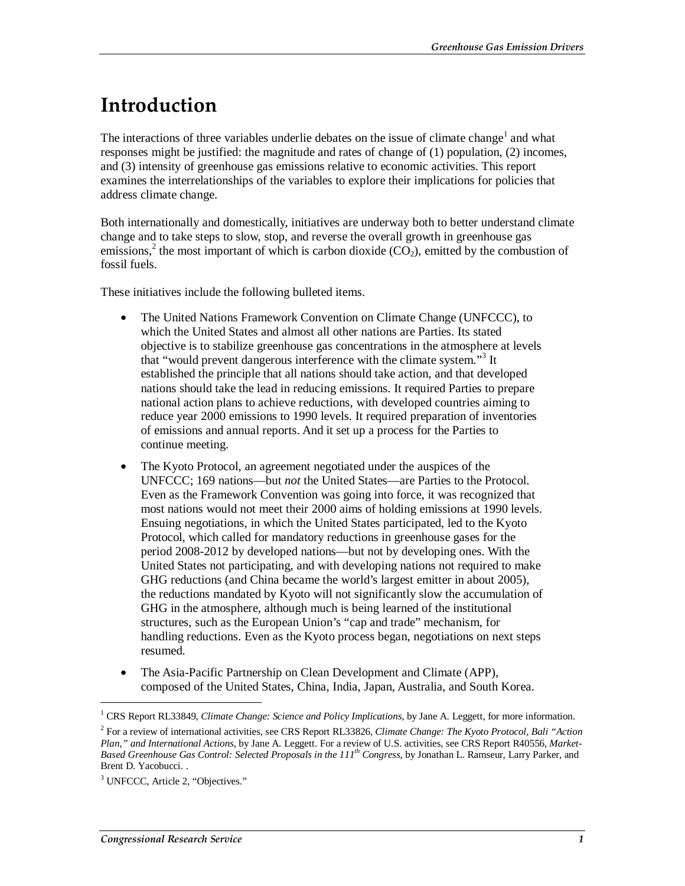# Introduction

The interactions of three variables underlie debates on the issue of climate change[1] and what responses might be justified: the magnitude and rates of change of (1) population, (2) incomes, and (3) intensity of greenhouse gas emissions relative to economic activities. This report examines the interrelationships of the variables to explore their implications for policies that address climate change.

Both internationally and domestically, initiatives are underway both to better understand climate change and to take steps to slow, stop, and reverse the overall growth in greenhouse gas emissions,[2] the most important of which is carbon dioxide ($CO_2$), emitted by the combustion of fossil fuels.

These initiatives include the following bulleted items.

- The United Nations Framework Convention on Climate Change (UNFCCC), to which the United States and almost all other nations are Parties. Its stated objective is to stabilize greenhouse gas concentrations in the atmosphere at levels that "would prevent dangerous interference with the climate system."[3] It established the principle that all nations should take action, and that developed nations should take the lead in reducing emissions. It required Parties to prepare national action plans to achieve reductions, with developed countries aiming to reduce year 2000 emissions to 1990 levels. It required preparation of inventories of emissions and annual reports. And it set up a process for the Parties to continue meeting.
- The Kyoto Protocol, an agreement negotiated under the auspices of the UNFCCC; 169 nations—but *not* the United States—are Parties to the Protocol. Even as the Framework Convention was going into force, it was recognized that most nations would not meet their 2000 aims of holding emissions at 1990 levels. Ensuing negotiations, in which the United States participated, led to the Kyoto Protocol, which called for mandatory reductions in greenhouse gases for the period 2008-2012 by developed nations—but not by developing ones. With the United States not participating, and with developing nations not required to make GHG reductions (and China became the world's largest emitter in about 2005), the reductions mandated by Kyoto will not significantly slow the accumulation of GHG in the atmosphere, although much is being learned of the institutional structures, such as the European Union's "cap and trade" mechanism, for handling reductions. Even as the Kyoto process began, negotiations on next steps resumed.
- The Asia-Pacific Partnership on Clean Development and Climate (APP), composed of the United States, China, India, Japan, Australia, and South Korea.

---

[1] CRS Report RL33849, *Climate Change: Science and Policy Implications*, by Jane A. Leggett, for more information.

[2] For a review of international activities, see CRS Report RL33826, *Climate Change: The Kyoto Protocol, Bali "Action Plan," and International Actions*, by Jane A. Leggett. For a review of U.S. activities, see CRS Report R40556, *Market-Based Greenhouse Gas Control: Selected Proposals in the 111th Congress*, by Jonathan L. Ramseur, Larry Parker, and Brent D. Yacobucci. .

[3] UNFCCC, Article 2, "Objectives."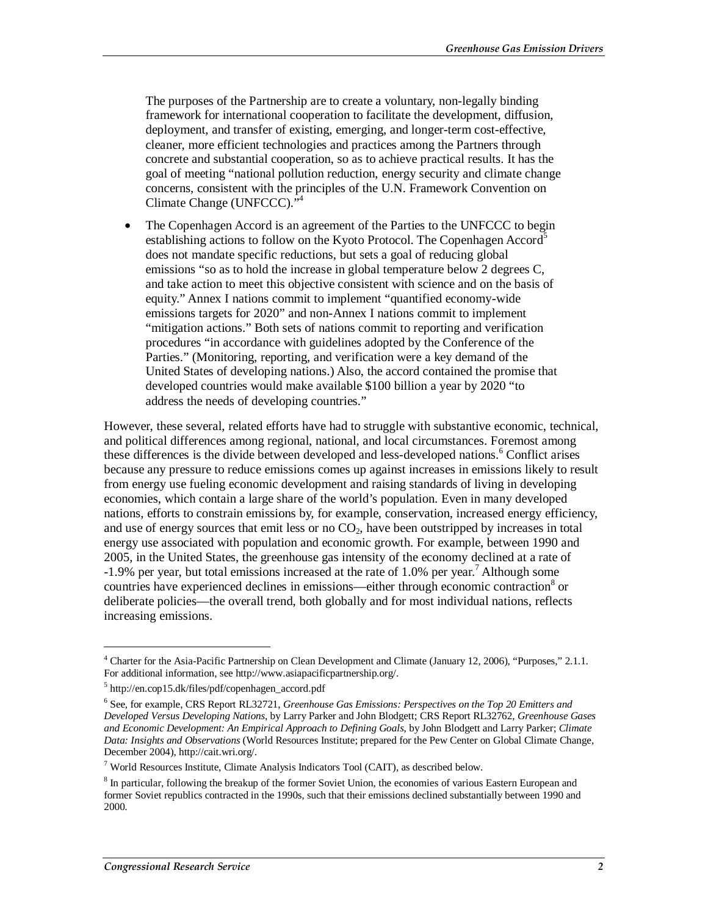The purposes of the Partnership are to create a voluntary, non-legally binding framework for international cooperation to facilitate the development, diffusion, deployment, and transfer of existing, emerging, and longer-term cost-effective, cleaner, more efficient technologies and practices among the Partners through concrete and substantial cooperation, so as to achieve practical results. It has the goal of meeting "national pollution reduction, energy security and climate change concerns, consistent with the principles of the U.N. Framework Convention on Climate Change (UNFCCC)."[4]

- The Copenhagen Accord is an agreement of the Parties to the UNFCCC to begin establishing actions to follow on the Kyoto Protocol. The Copenhagen Accord[5] does not mandate specific reductions, but sets a goal of reducing global emissions "so as to hold the increase in global temperature below 2 degrees C, and take action to meet this objective consistent with science and on the basis of equity." Annex I nations commit to implement "quantified economy-wide emissions targets for 2020" and non-Annex I nations commit to implement "mitigation actions." Both sets of nations commit to reporting and verification procedures "in accordance with guidelines adopted by the Conference of the Parties." (Monitoring, reporting, and verification were a key demand of the United States of developing nations.) Also, the accord contained the promise that developed countries would make available $100 billion a year by 2020 "to address the needs of developing countries."

However, these several, related efforts have had to struggle with substantive economic, technical, and political differences among regional, national, and local circumstances. Foremost among these differences is the divide between developed and less-developed nations.[6] Conflict arises because any pressure to reduce emissions comes up against increases in emissions likely to result from energy use fueling economic development and raising standards of living in developing economies, which contain a large share of the world's population. Even in many developed nations, efforts to constrain emissions by, for example, conservation, increased energy efficiency, and use of energy sources that emit less or no $CO_2$, have been outstripped by increases in total energy use associated with population and economic growth. For example, between 1990 and 2005, in the United States, the greenhouse gas intensity of the economy declined at a rate of -1.9% per year, but total emissions increased at the rate of 1.0% per year.[7] Although some countries have experienced declines in emissions—either through economic contraction[8] or deliberate policies—the overall trend, both globally and for most individual nations, reflects increasing emissions.

---

[4] Charter for the Asia-Pacific Partnership on Clean Development and Climate (January 12, 2006), "Purposes," 2.1.1. For additional information, see http://www.asiapacificpartnership.org/.

[5] http://en.cop15.dk/files/pdf/copenhagen_accord.pdf

[6] See, for example, CRS Report RL32721, *Greenhouse Gas Emissions: Perspectives on the Top 20 Emitters and Developed Versus Developing Nations*, by Larry Parker and John Blodgett; CRS Report RL32762, *Greenhouse Gases and Economic Development: An Empirical Approach to Defining Goals*, by John Blodgett and Larry Parker; *Climate Data: Insights and Observations* (World Resources Institute; prepared for the Pew Center on Global Climate Change, December 2004), http://cait.wri.org/.

[7] World Resources Institute, Climate Analysis Indicators Tool (CAIT), as described below.

[8] In particular, following the breakup of the former Soviet Union, the economies of various Eastern European and former Soviet republics contracted in the 1990s, such that their emissions declined substantially between 1990 and 2000.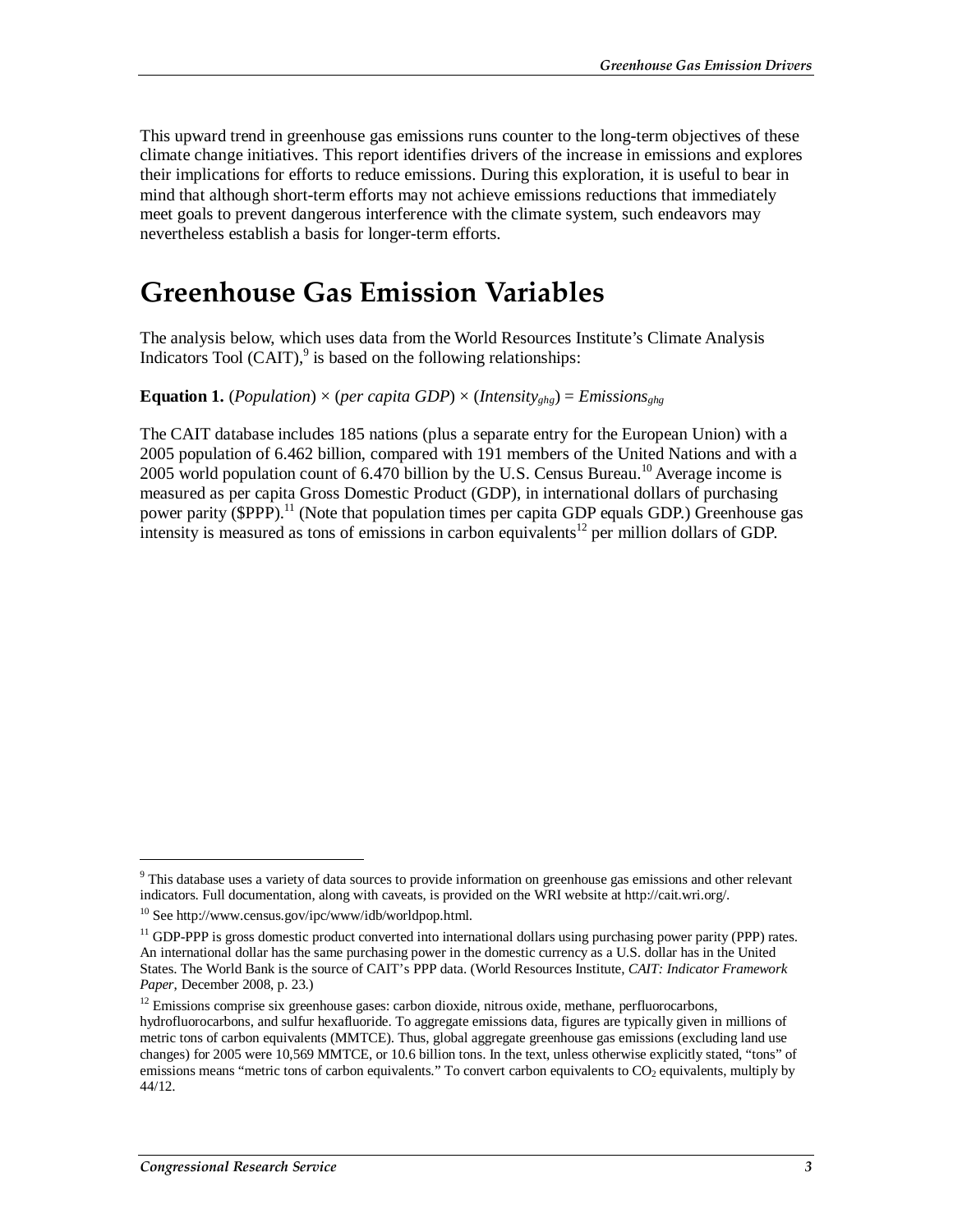This upward trend in greenhouse gas emissions runs counter to the long-term objectives of these climate change initiatives. This report identifies drivers of the increase in emissions and explores their implications for efforts to reduce emissions. During this exploration, it is useful to bear in mind that although short-term efforts may not achieve emissions reductions that immediately meet goals to prevent dangerous interference with the climate system, such endeavors may nevertheless establish a basis for longer-term efforts.

# Greenhouse Gas Emission Variables

The analysis below, which uses data from the World Resources Institute's Climate Analysis Indicators Tool (CAIT),[9] is based on the following relationships:

**Equation 1.** $(Population) \times (per\ capita\ GDP) \times (Intensity_{ghg}) = Emissions_{ghg}$

The CAIT database includes 185 nations (plus a separate entry for the European Union) with a 2005 population of 6.462 billion, compared with 191 members of the United Nations and with a 2005 world population count of 6.470 billion by the U.S. Census Bureau.[10] Average income is measured as per capita Gross Domestic Product (GDP), in international dollars of purchasing power parity ($PPP).[11] (Note that population times per capita GDP equals GDP.) Greenhouse gas intensity is measured as tons of emissions in carbon equivalents[12] per million dollars of GDP.

---

[9] This database uses a variety of data sources to provide information on greenhouse gas emissions and other relevant indicators. Full documentation, along with caveats, is provided on the WRI website at http://cait.wri.org/.

[10] See http://www.census.gov/ipc/www/idb/worldpop.html.

[11] GDP-PPP is gross domestic product converted into international dollars using purchasing power parity (PPP) rates. An international dollar has the same purchasing power in the domestic currency as a U.S. dollar has in the United States. The World Bank is the source of CAIT's PPP data. (World Resources Institute, *CAIT: Indicator Framework Paper*, December 2008, p. 23.)

[12] Emissions comprise six greenhouse gases: carbon dioxide, nitrous oxide, methane, perfluorocarbons, hydrofluorocarbons, and sulfur hexafluoride. To aggregate emissions data, figures are typically given in millions of metric tons of carbon equivalents (MMTCE). Thus, global aggregate greenhouse gas emissions (excluding land use changes) for 2005 were 10,569 MMTCE, or 10.6 billion tons. In the text, unless otherwise explicitly stated, "tons" of emissions means "metric tons of carbon equivalents." To convert carbon equivalents to $CO_2$ equivalents, multiply by 44/12.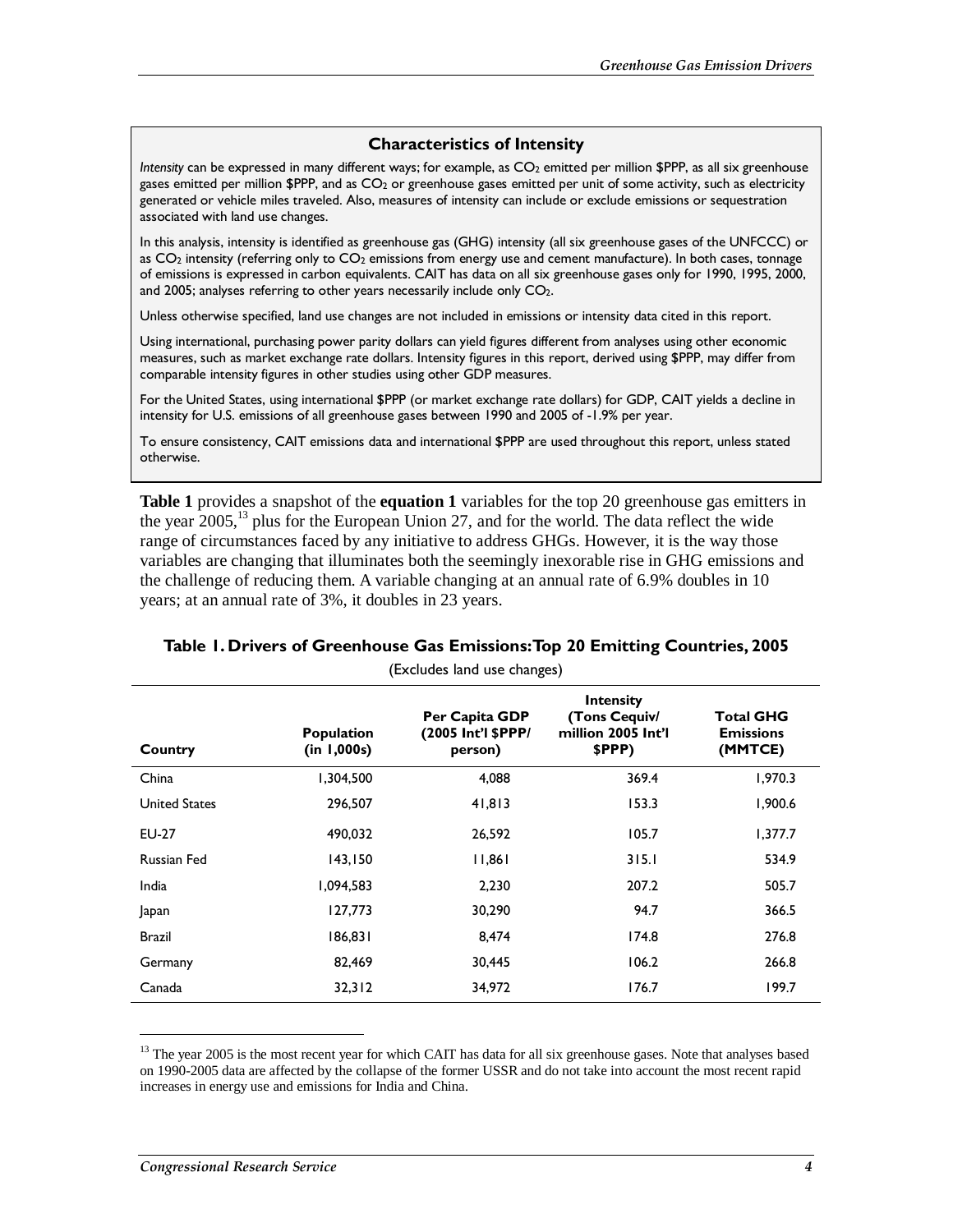### Characteristics of Intensity

*Intensity* can be expressed in many different ways; for example, as $CO_2$ emitted per million $PPP, as all six greenhouse gases emitted per million $PPP, and as $CO_2$ or greenhouse gases emitted per unit of some activity, such as electricity generated or vehicle miles traveled. Also, measures of intensity can include or exclude emissions or sequestration associated with land use changes.

In this analysis, intensity is identified as greenhouse gas (GHG) intensity (all six greenhouse gases of the UNFCCC) or as $CO_2$ intensity (referring only to $CO_2$ emissions from energy use and cement manufacture). In both cases, tonnage of emissions is expressed in carbon equivalents. CAIT has data on all six greenhouse gases only for 1990, 1995, 2000, and 2005; analyses referring to other years necessarily include only $CO_2$.

Unless otherwise specified, land use changes are not included in emissions or intensity data cited in this report.

Using international, purchasing power parity dollars can yield figures different from analyses using other economic measures, such as market exchange rate dollars. Intensity figures in this report, derived using $PPP, may differ from comparable intensity figures in other studies using other GDP measures.

For the United States, using international $PPP (or market exchange rate dollars) for GDP, CAIT yields a decline in intensity for U.S. emissions of all greenhouse gases between 1990 and 2005 of -1.9% per year.

To ensure consistency, CAIT emissions data and international $PPP are used throughout this report, unless stated otherwise.

**Table 1** provides a snapshot of the **equation 1** variables for the top 20 greenhouse gas emitters in the year 2005,[13] plus for the European Union 27, and for the world. The data reflect the wide range of circumstances faced by any initiative to address GHGs. However, it is the way those variables are changing that illuminates both the seemingly inexorable rise in GHG emissions and the challenge of reducing them. A variable changing at an annual rate of 6.9% doubles in 10 years; at an annual rate of 3%, it doubles in 23 years.

**Table 1. Drivers of Greenhouse Gas Emissions: Top 20 Emitting Countries, 2005**

(Excludes land use changes)

| Country | Population (in 1,000s) | Per Capita GDP (2005 Int'l $PPP/ person) | Intensity (Tons Cequiv/ million 2005 Int'l $PPP) | Total GHG Emissions (MMTCE) |
|---|---|---|---|---|
| China | 1,304,500 | 4,088 | 369.4 | 1,970.3 |
| United States | 296,507 | 41,813 | 153.3 | 1,900.6 |
| EU-27 | 490,032 | 26,592 | 105.7 | 1,377.7 |
| Russian Fed | 143,150 | 11,861 | 315.1 | 534.9 |
| India | 1,094,583 | 2,230 | 207.2 | 505.7 |
| Japan | 127,773 | 30,290 | 94.7 | 366.5 |
| Brazil | 186,831 | 8,474 | 174.8 | 276.8 |
| Germany | 82,469 | 30,445 | 106.2 | 266.8 |
| Canada | 32,312 | 34,972 | 176.7 | 199.7 |

[13] The year 2005 is the most recent year for which CAIT has data for all six greenhouse gases. Note that analyses based on 1990-2005 data are affected by the collapse of the former USSR and do not take into account the most recent rapid increases in energy use and emissions for India and China.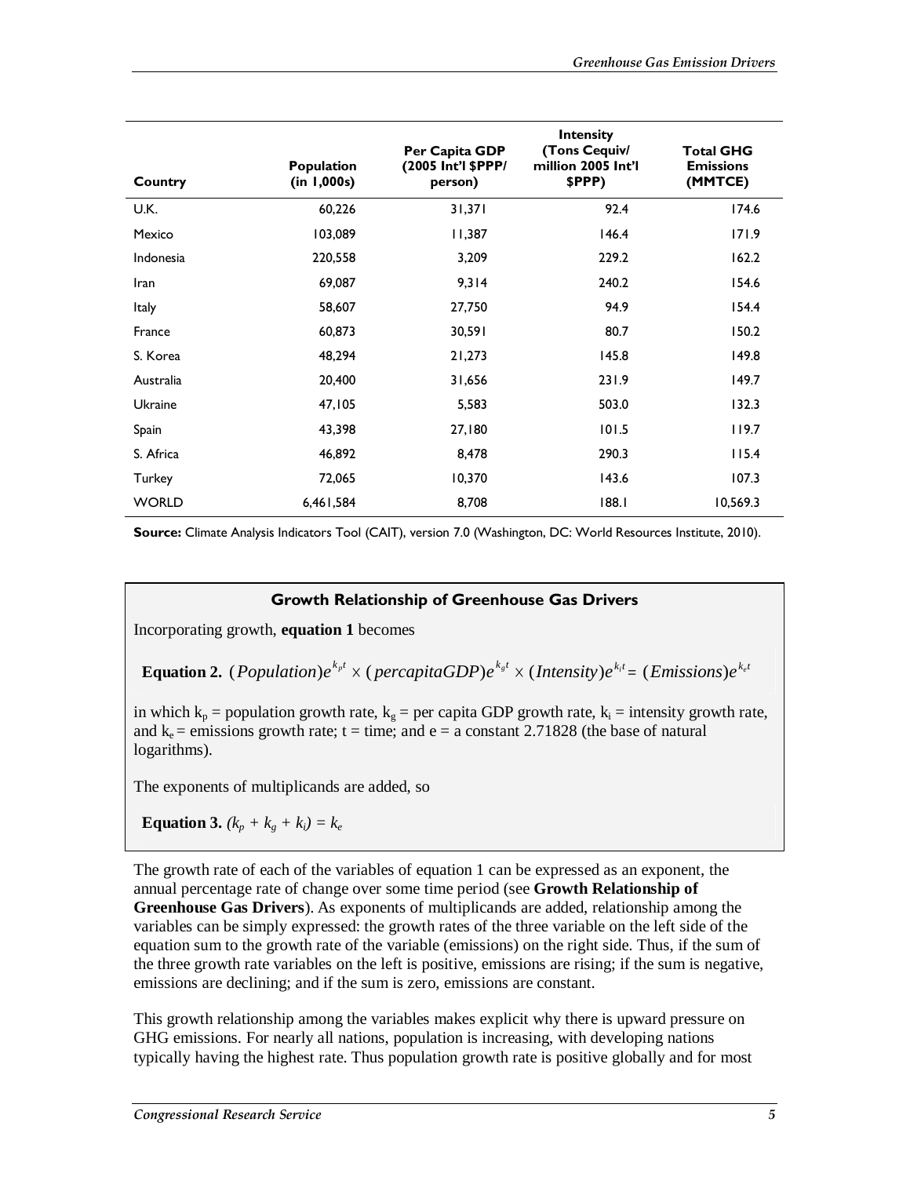| Country | Population (in 1,000s) | Per Capita GDP (2005 Int'l $PPP/ person) | Intensity (Tons Cequiv/ million 2005 Int'l $PPP) | Total GHG Emissions (MMTCE) |
| --- | --- | --- | --- | --- |
| U.K. | 60,226 | 31,371 | 92.4 | 174.6 |
| Mexico | 103,089 | 11,387 | 146.4 | 171.9 |
| Indonesia | 220,558 | 3,209 | 229.2 | 162.2 |
| Iran | 69,087 | 9,314 | 240.2 | 154.6 |
| Italy | 58,607 | 27,750 | 94.9 | 154.4 |
| France | 60,873 | 30,591 | 80.7 | 150.2 |
| S. Korea | 48,294 | 21,273 | 145.8 | 149.8 |
| Australia | 20,400 | 31,656 | 231.9 | 149.7 |
| Ukraine | 47,105 | 5,583 | 503.0 | 132.3 |
| Spain | 43,398 | 27,180 | 101.5 | 119.7 |
| S. Africa | 46,892 | 8,478 | 290.3 | 115.4 |
| Turkey | 72,065 | 10,370 | 143.6 | 107.3 |
| WORLD | 6,461,584 | 8,708 | 188.1 | 10,569.3 |

**Source:** Climate Analysis Indicators Tool (CAIT), version 7.0 (Washington, DC: World Resources Institute, 2010).

### Growth Relationship of Greenhouse Gas Drivers

Incorporating growth, **equation 1** becomes

**Equation 2.** $$(Population)e^{k_p t} \times (percapitaGDP)e^{k_g t} \times (Intensity)e^{k_i t} = (Emissions)e^{k_e t}$$

in which $k_p$ = population growth rate, $k_g$ = per capita GDP growth rate, $k_i$ = intensity growth rate, and $k_e$ = emissions growth rate; t = time; and e = a constant 2.71828 (the base of natural logarithms).

The exponents of multiplicands are added, so

**Equation 3.** $$(k_p + k_g + k_i) = k_e$$

The growth rate of each of the variables of equation 1 can be expressed as an exponent, the annual percentage rate of change over some time period (see **Growth Relationship of Greenhouse Gas Drivers**). As exponents of multiplicands are added, relationship among the variables can be simply expressed: the growth rates of the three variable on the left side of the equation sum to the growth rate of the variable (emissions) on the right side. Thus, if the sum of the three growth rate variables on the left is positive, emissions are rising; if the sum is negative, emissions are declining; and if the sum is zero, emissions are constant.

This growth relationship among the variables makes explicit why there is upward pressure on GHG emissions. For nearly all nations, population is increasing, with developing nations typically having the highest rate. Thus population growth rate is positive globally and for most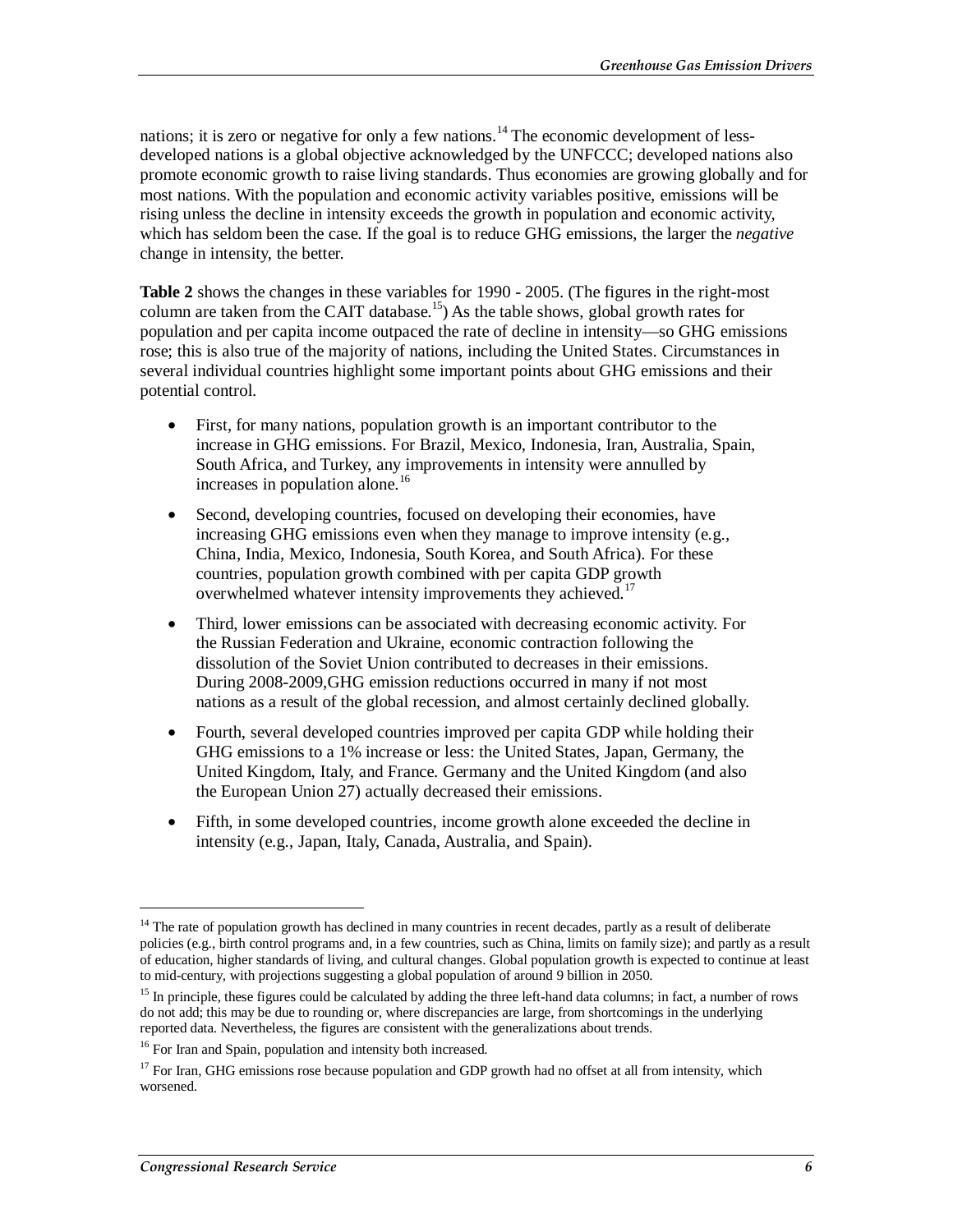nations; it is zero or negative for only a few nations.[14] The economic development of less-developed nations is a global objective acknowledged by the UNFCCC; developed nations also promote economic growth to raise living standards. Thus economies are growing globally and for most nations. With the population and economic activity variables positive, emissions will be rising unless the decline in intensity exceeds the growth in population and economic activity, which has seldom been the case. If the goal is to reduce GHG emissions, the larger the *negative* change in intensity, the better.

**Table 2** shows the changes in these variables for 1990 - 2005. (The figures in the right-most column are taken from the CAIT database.[15]) As the table shows, global growth rates for population and per capita income outpaced the rate of decline in intensity—so GHG emissions rose; this is also true of the majority of nations, including the United States. Circumstances in several individual countries highlight some important points about GHG emissions and their potential control.

- First, for many nations, population growth is an important contributor to the increase in GHG emissions. For Brazil, Mexico, Indonesia, Iran, Australia, Spain, South Africa, and Turkey, any improvements in intensity were annulled by increases in population alone.[16]
- Second, developing countries, focused on developing their economies, have increasing GHG emissions even when they manage to improve intensity (e.g., China, India, Mexico, Indonesia, South Korea, and South Africa). For these countries, population growth combined with per capita GDP growth overwhelmed whatever intensity improvements they achieved.[17]
- Third, lower emissions can be associated with decreasing economic activity. For the Russian Federation and Ukraine, economic contraction following the dissolution of the Soviet Union contributed to decreases in their emissions. During 2008-2009,GHG emission reductions occurred in many if not most nations as a result of the global recession, and almost certainly declined globally.
- Fourth, several developed countries improved per capita GDP while holding their GHG emissions to a 1% increase or less: the United States, Japan, Germany, the United Kingdom, Italy, and France. Germany and the United Kingdom (and also the European Union 27) actually decreased their emissions.
- Fifth, in some developed countries, income growth alone exceeded the decline in intensity (e.g., Japan, Italy, Canada, Australia, and Spain).

---

[14] The rate of population growth has declined in many countries in recent decades, partly as a result of deliberate policies (e.g., birth control programs and, in a few countries, such as China, limits on family size); and partly as a result of education, higher standards of living, and cultural changes. Global population growth is expected to continue at least to mid-century, with projections suggesting a global population of around 9 billion in 2050.

[15] In principle, these figures could be calculated by adding the three left-hand data columns; in fact, a number of rows do not add; this may be due to rounding or, where discrepancies are large, from shortcomings in the underlying reported data. Nevertheless, the figures are consistent with the generalizations about trends.

[16] For Iran and Spain, population and intensity both increased.

[17] For Iran, GHG emissions rose because population and GDP growth had no offset at all from intensity, which worsened.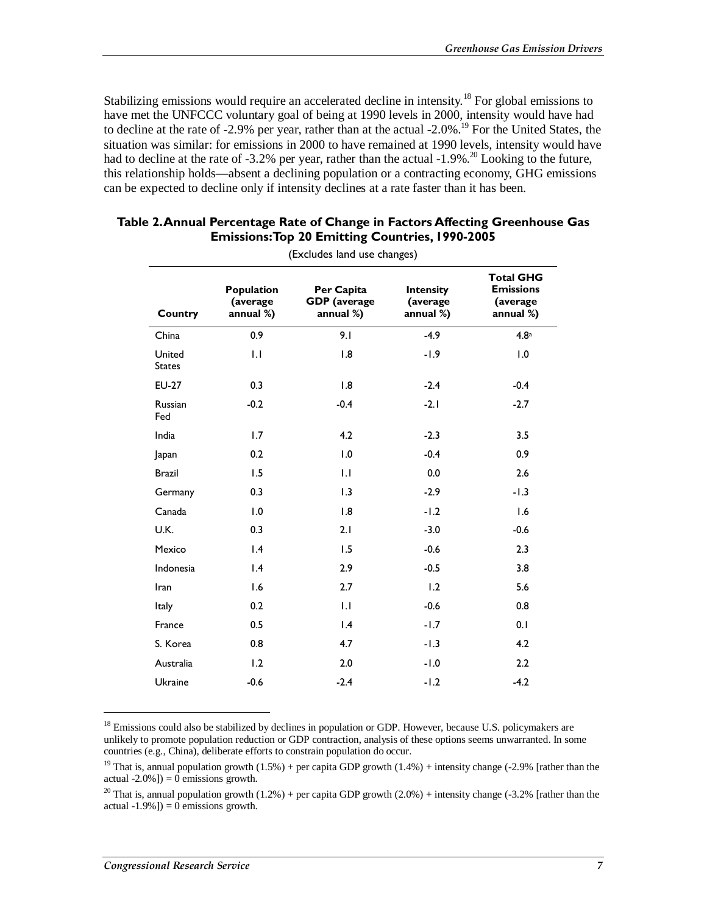Stabilizing emissions would require an accelerated decline in intensity.[18] For global emissions to have met the UNFCCC voluntary goal of being at 1990 levels in 2000, intensity would have had to decline at the rate of -2.9% per year, rather than at the actual -2.0%.[19] For the United States, the situation was similar: for emissions in 2000 to have remained at 1990 levels, intensity would have had to decline at the rate of -3.2% per year, rather than the actual -1.9%.[20] Looking to the future, this relationship holds—absent a declining population or a contracting economy, GHG emissions can be expected to decline only if intensity declines at a rate faster than it has been.

**Table 2. Annual Percentage Rate of Change in Factors Affecting Greenhouse Gas Emissions: Top 20 Emitting Countries, 1990-2005**

(Excludes land use changes)

| Country | Population (average annual %) | Per Capita GDP (average annual %) | Intensity (average annual %) | Total GHG Emissions (average annual %) |
|---|---|---|---|---|
| China | 0.9 | 9.1 | -4.9 | 4.8[a] |
| United States | 1.1 | 1.8 | -1.9 | 1.0 |
| EU-27 | 0.3 | 1.8 | -2.4 | -0.4 |
| Russian Fed | -0.2 | -0.4 | -2.1 | -2.7 |
| India | 1.7 | 4.2 | -2.3 | 3.5 |
| Japan | 0.2 | 1.0 | -0.4 | 0.9 |
| Brazil | 1.5 | 1.1 | 0.0 | 2.6 |
| Germany | 0.3 | 1.3 | -2.9 | -1.3 |
| Canada | 1.0 | 1.8 | -1.2 | 1.6 |
| U.K. | 0.3 | 2.1 | -3.0 | -0.6 |
| Mexico | 1.4 | 1.5 | -0.6 | 2.3 |
| Indonesia | 1.4 | 2.9 | -0.5 | 3.8 |
| Iran | 1.6 | 2.7 | 1.2 | 5.6 |
| Italy | 0.2 | 1.1 | -0.6 | 0.8 |
| France | 0.5 | 1.4 | -1.7 | 0.1 |
| S. Korea | 0.8 | 4.7 | -1.3 | 4.2 |
| Australia | 1.2 | 2.0 | -1.0 | 2.2 |
| Ukraine | -0.6 | -2.4 | -1.2 | -4.2 |

[18] Emissions could also be stabilized by declines in population or GDP. However, because U.S. policymakers are unlikely to promote population reduction or GDP contraction, analysis of these options seems unwarranted. In some countries (e.g., China), deliberate efforts to constrain population do occur.

[19] That is, annual population growth (1.5%) + per capita GDP growth (1.4%) + intensity change (-2.9% [rather than the actual -2.0%]) = 0 emissions growth.

[20] That is, annual population growth (1.2%) + per capita GDP growth (2.0%) + intensity change (-3.2% [rather than the actual -1.9%]) = 0 emissions growth.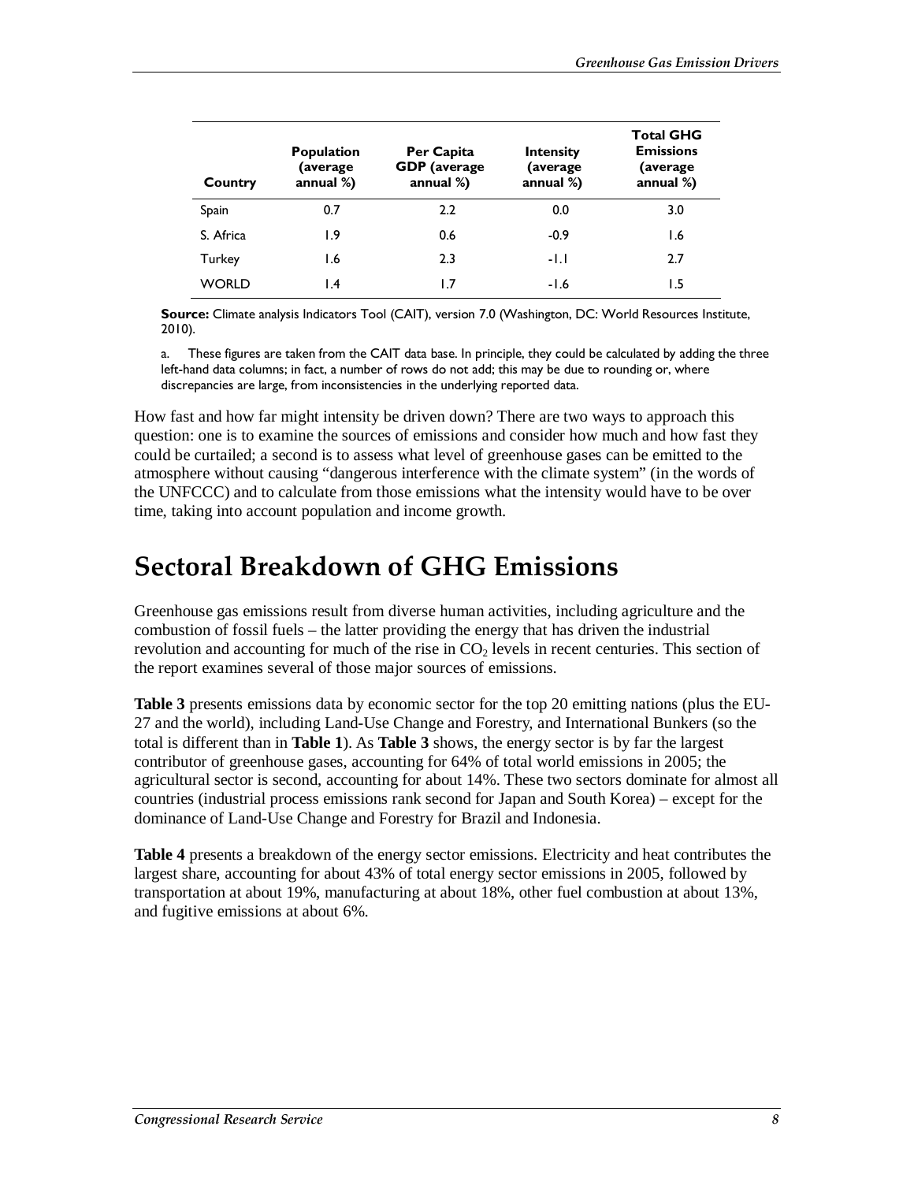| Country | Population (average annual %) | Per Capita GDP (average annual %) | Intensity (average annual %) | Total GHG Emissions (average annual %) |
|---|---|---|---|---|
| Spain | 0.7 | 2.2 | 0.0 | 3.0 |
| S. Africa | 1.9 | 0.6 | -0.9 | 1.6 |
| Turkey | 1.6 | 2.3 | -1.1 | 2.7 |
| WORLD | 1.4 | 1.7 | -1.6 | 1.5 |

**Source:** Climate analysis Indicators Tool (CAIT), version 7.0 (Washington, DC: World Resources Institute, 2010).

a. These figures are taken from the CAIT data base. In principle, they could be calculated by adding the three left-hand data columns; in fact, a number of rows do not add; this may be due to rounding or, where discrepancies are large, from inconsistencies in the underlying reported data.

How fast and how far might intensity be driven down? There are two ways to approach this question: one is to examine the sources of emissions and consider how much and how fast they could be curtailed; a second is to assess what level of greenhouse gases can be emitted to the atmosphere without causing "dangerous interference with the climate system" (in the words of the UNFCCC) and to calculate from those emissions what the intensity would have to be over time, taking into account population and income growth.

# Sectoral Breakdown of GHG Emissions

Greenhouse gas emissions result from diverse human activities, including agriculture and the combustion of fossil fuels – the latter providing the energy that has driven the industrial revolution and accounting for much of the rise in $CO_2$ levels in recent centuries. This section of the report examines several of those major sources of emissions.

**Table 3** presents emissions data by economic sector for the top 20 emitting nations (plus the EU-27 and the world), including Land-Use Change and Forestry, and International Bunkers (so the total is different than in **Table 1**). As **Table 3** shows, the energy sector is by far the largest contributor of greenhouse gases, accounting for 64% of total world emissions in 2005; the agricultural sector is second, accounting for about 14%. These two sectors dominate for almost all countries (industrial process emissions rank second for Japan and South Korea) – except for the dominance of Land-Use Change and Forestry for Brazil and Indonesia.

**Table 4** presents a breakdown of the energy sector emissions. Electricity and heat contributes the largest share, accounting for about 43% of total energy sector emissions in 2005, followed by transportation at about 19%, manufacturing at about 18%, other fuel combustion at about 13%, and fugitive emissions at about 6%.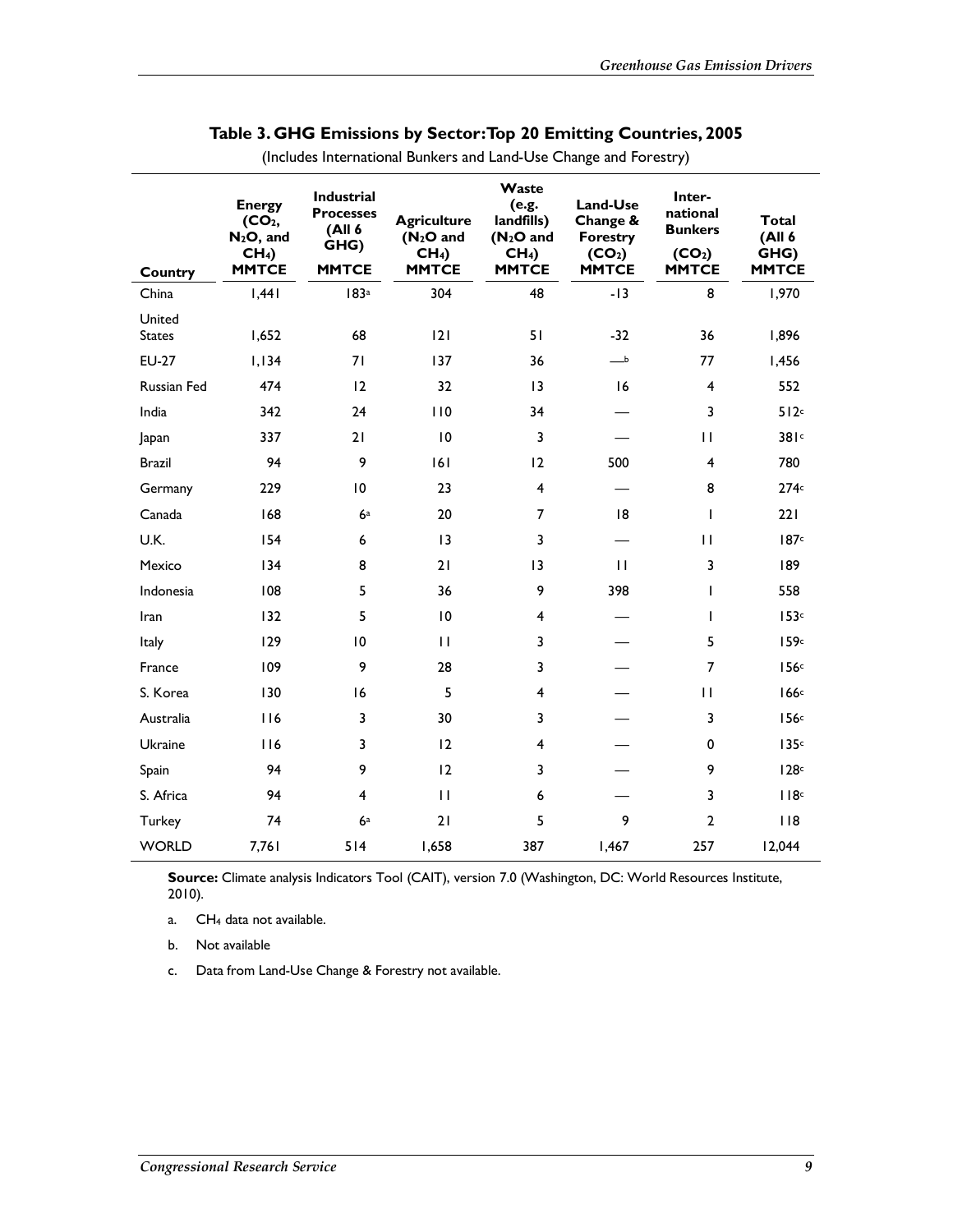### Table 3. GHG Emissions by Sector: Top 20 Emitting Countries, 2005

(Includes International Bunkers and Land-Use Change and Forestry)

| Country | Energy ($CO_2$, $N_2O$, and $CH_4$) MMTCE | Industrial Processes (All 6 GHG) MMTCE | Agriculture ($N_2O$ and $CH_4$) MMTCE | Waste (e.g. landfills) ($N_2O$ and $CH_4$) MMTCE | Land-Use Change & Forestry ($CO_2$) MMTCE | International Bunkers ($CO_2$) MMTCE | Total (All 6 GHG) MMTCE |
|---|---|---|---|---|---|---|---|
| China | 1,441 | 183[a] | 304 | 48 | -13 | 8 | 1,970 |
| United States | 1,652 | 68 | 121 | 51 | -32 | 36 | 1,896 |
| EU-27 | 1,134 | 71 | 137 | 36 | —[b] | 77 | 1,456 |
| Russian Fed | 474 | 12 | 32 | 13 | 16 | 4 | 552 |
| India | 342 | 24 | 110 | 34 | — | 3 | 512[c] |
| Japan | 337 | 21 | 10 | 3 | — | 11 | 381[c] |
| Brazil | 94 | 9 | 161 | 12 | 500 | 4 | 780 |
| Germany | 229 | 10 | 23 | 4 | — | 8 | 274[c] |
| Canada | 168 | 6[a] | 20 | 7 | 18 | 1 | 221 |
| U.K. | 154 | 6 | 13 | 3 | — | 11 | 187[c] |
| Mexico | 134 | 8 | 21 | 13 | 11 | 3 | 189 |
| Indonesia | 108 | 5 | 36 | 9 | 398 | 1 | 558 |
| Iran | 132 | 5 | 10 | 4 | — | 1 | 153[c] |
| Italy | 129 | 10 | 11 | 3 | — | 5 | 159[c] |
| France | 109 | 9 | 28 | 3 | — | 7 | 156[c] |
| S. Korea | 130 | 16 | 5 | 4 | — | 11 | 166[c] |
| Australia | 116 | 3 | 30 | 3 | — | 3 | 156[c] |
| Ukraine | 116 | 3 | 12 | 4 | — | 0 | 135[c] |
| Spain | 94 | 9 | 12 | 3 | — | 9 | 128[c] |
| S. Africa | 94 | 4 | 11 | 6 | — | 3 | 118[c] |
| Turkey | 74 | 6[a] | 21 | 5 | 9 | 2 | 118 |
| WORLD | 7,761 | 514 | 1,658 | 387 | 1,467 | 257 | 12,044 |

**Source:** Climate analysis Indicators Tool (CAIT), version 7.0 (Washington, DC: World Resources Institute, 2010).

a. $CH_4$ data not available.

b. Not available

c. Data from Land-Use Change & Forestry not available.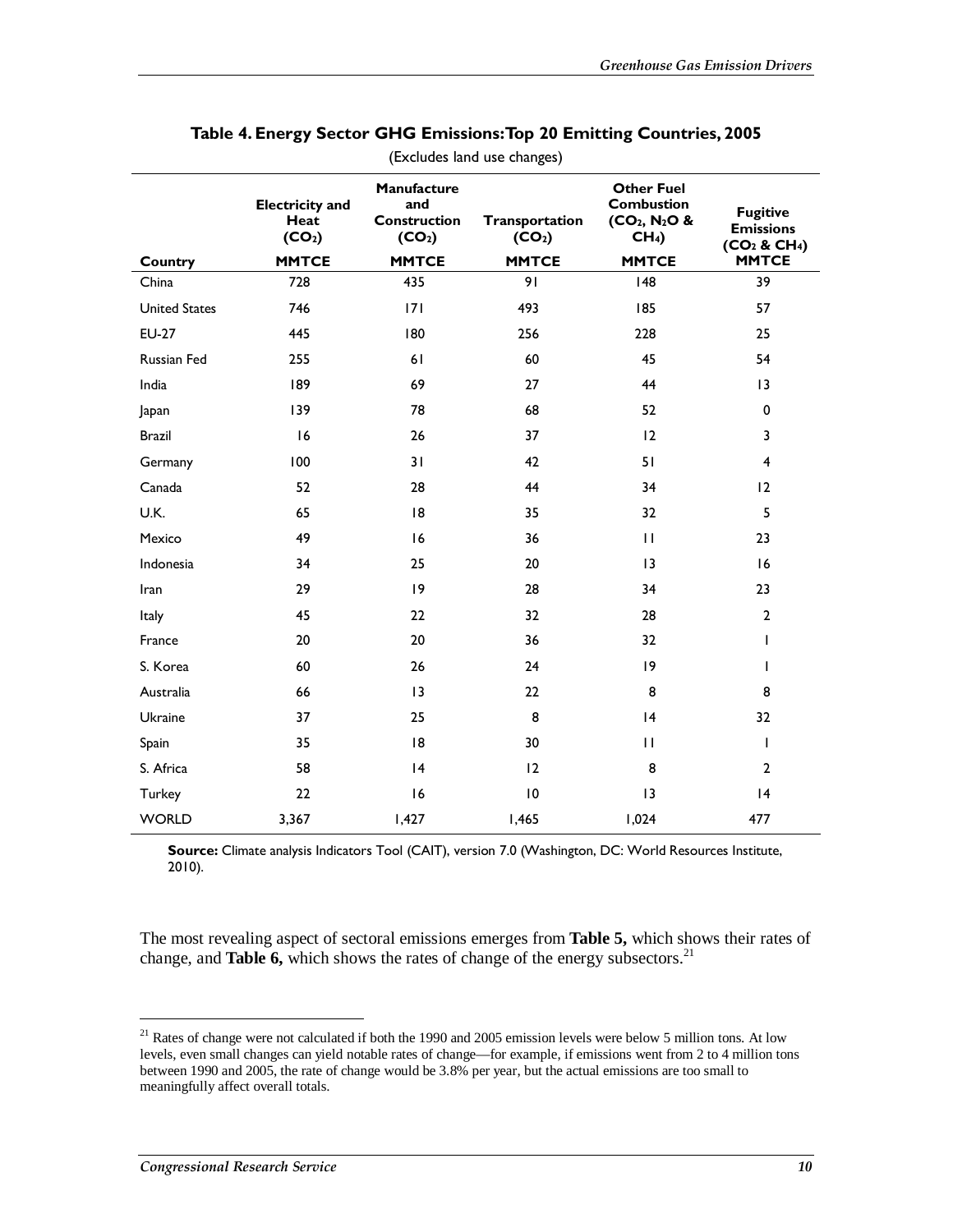**Table 4. Energy Sector GHG Emissions: Top 20 Emitting Countries, 2005**

(Excludes land use changes)

| Country | Electricity and Heat ($CO_2$) MMTCE | Manufacture and Construction ($CO_2$) MMTCE | Transportation ($CO_2$) MMTCE | Other Fuel Combustion ($CO_2$, $N_2O$ & $CH_4$) MMTCE | Fugitive Emissions ($CO_2$ & $CH_4$) MMTCE |
|---|---|---|---|---|---|
| China | 728 | 435 | 91 | 148 | 39 |
| United States | 746 | 171 | 493 | 185 | 57 |
| EU-27 | 445 | 180 | 256 | 228 | 25 |
| Russian Fed | 255 | 61 | 60 | 45 | 54 |
| India | 189 | 69 | 27 | 44 | 13 |
| Japan | 139 | 78 | 68 | 52 | 0 |
| Brazil | 16 | 26 | 37 | 12 | 3 |
| Germany | 100 | 31 | 42 | 51 | 4 |
| Canada | 52 | 28 | 44 | 34 | 12 |
| U.K. | 65 | 18 | 35 | 32 | 5 |
| Mexico | 49 | 16 | 36 | 11 | 23 |
| Indonesia | 34 | 25 | 20 | 13 | 16 |
| Iran | 29 | 19 | 28 | 34 | 23 |
| Italy | 45 | 22 | 32 | 28 | 2 |
| France | 20 | 20 | 36 | 32 | 1 |
| S. Korea | 60 | 26 | 24 | 19 | 1 |
| Australia | 66 | 13 | 22 | 8 | 8 |
| Ukraine | 37 | 25 | 8 | 14 | 32 |
| Spain | 35 | 18 | 30 | 11 | 1 |
| S. Africa | 58 | 14 | 12 | 8 | 2 |
| Turkey | 22 | 16 | 10 | 13 | 14 |
| WORLD | 3,367 | 1,427 | 1,465 | 1,024 | 477 |

**Source:** Climate analysis Indicators Tool (CAIT), version 7.0 (Washington, DC: World Resources Institute, 2010).

The most revealing aspect of sectoral emissions emerges from **Table 5,** which shows their rates of change, and **Table 6,** which shows the rates of change of the energy subsectors.[21]

[21] Rates of change were not calculated if both the 1990 and 2005 emission levels were below 5 million tons. At low levels, even small changes can yield notable rates of change—for example, if emissions went from 2 to 4 million tons between 1990 and 2005, the rate of change would be 3.8% per year, but the actual emissions are too small to meaningfully affect overall totals.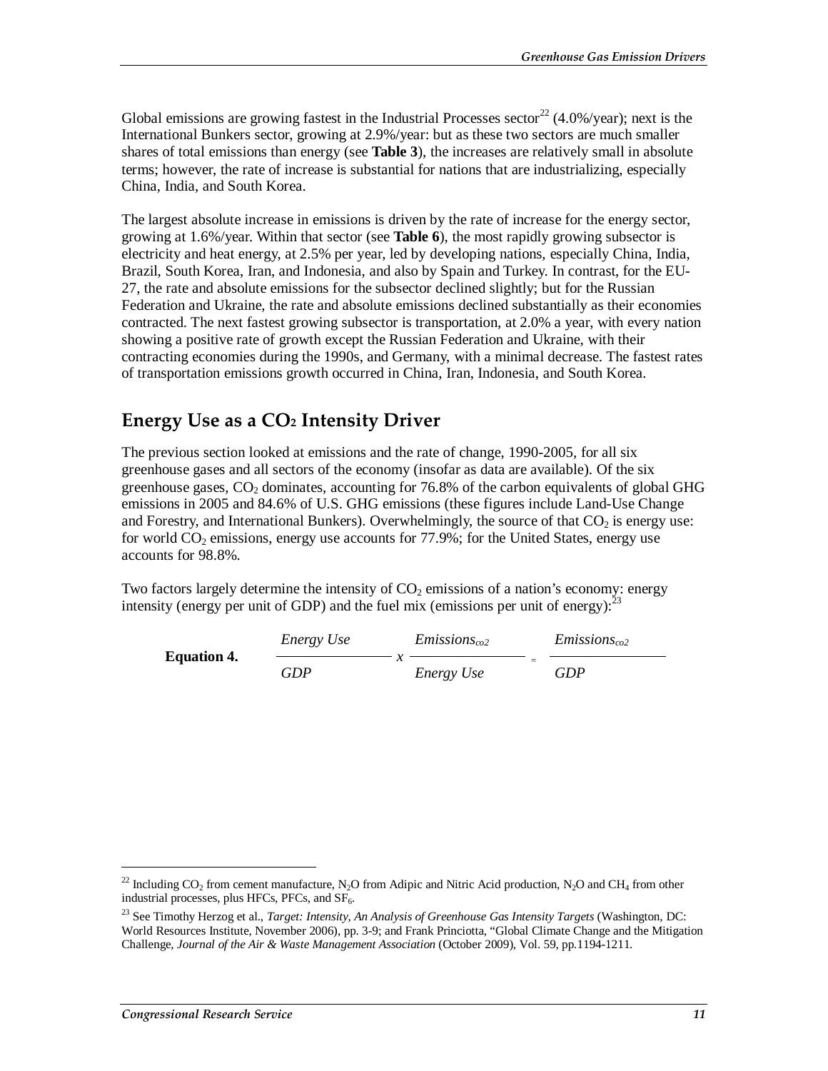Global emissions are growing fastest in the Industrial Processes sector[22] (4.0%/year); next is the International Bunkers sector, growing at 2.9%/year: but as these two sectors are much smaller shares of total emissions than energy (see **Table 3**), the increases are relatively small in absolute terms; however, the rate of increase is substantial for nations that are industrializing, especially China, India, and South Korea.

The largest absolute increase in emissions is driven by the rate of increase for the energy sector, growing at 1.6%/year. Within that sector (see **Table 6**), the most rapidly growing subsector is electricity and heat energy, at 2.5% per year, led by developing nations, especially China, India, Brazil, South Korea, Iran, and Indonesia, and also by Spain and Turkey. In contrast, for the EU-27, the rate and absolute emissions for the subsector declined slightly; but for the Russian Federation and Ukraine, the rate and absolute emissions declined substantially as their economies contracted. The next fastest growing subsector is transportation, at 2.0% a year, with every nation showing a positive rate of growth except the Russian Federation and Ukraine, with their contracting economies during the 1990s, and Germany, with a minimal decrease. The fastest rates of transportation emissions growth occurred in China, Iran, Indonesia, and South Korea.

## Energy Use as a $CO_2$ Intensity Driver

The previous section looked at emissions and the rate of change, 1990-2005, for all six greenhouse gases and all sectors of the economy (insofar as data are available). Of the six greenhouse gases, $CO_2$ dominates, accounting for 76.8% of the carbon equivalents of global GHG emissions in 2005 and 84.6% of U.S. GHG emissions (these figures include Land-Use Change and Forestry, and International Bunkers). Overwhelmingly, the source of that $CO_2$ is energy use: for world $CO_2$ emissions, energy use accounts for 77.9%; for the United States, energy use accounts for 98.8%.

Two factors largely determine the intensity of $CO_2$ emissions of a nation's economy: energy intensity (energy per unit of GDP) and the fuel mix (emissions per unit of energy):[23]

**Equation 4.**

$$\frac{Energy\ Use}{GDP} \times \frac{Emissions_{co2}}{Energy\ Use} = \frac{Emissions_{co2}}{GDP}$$

---

[22] Including $CO_2$ from cement manufacture, $N_2O$ from Adipic and Nitric Acid production, $N_2O$ and $CH_4$ from other industrial processes, plus HFCs, PFCs, and $SF_6$.

[23] See Timothy Herzog et al., *Target: Intensity, An Analysis of Greenhouse Gas Intensity Targets* (Washington, DC: World Resources Institute, November 2006), pp. 3-9; and Frank Princiotta, "Global Climate Change and the Mitigation Challenge, *Journal of the Air & Waste Management Association* (October 2009), Vol. 59, pp.1194-1211.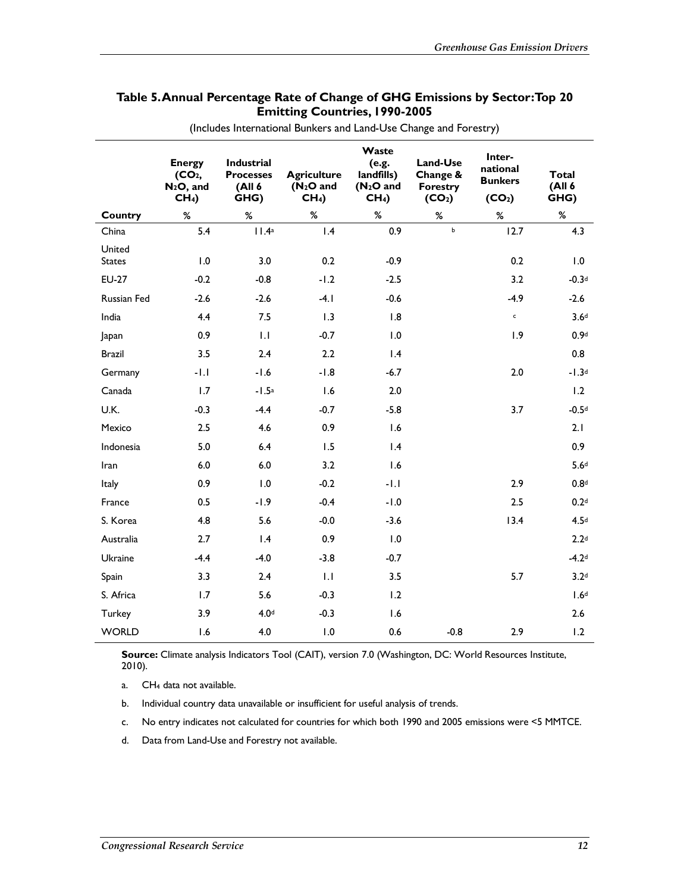**Table 5. Annual Percentage Rate of Change of GHG Emissions by Sector: Top 20 Emitting Countries, 1990-2005**

(Includes International Bunkers and Land-Use Change and Forestry)

| Country | Energy ($CO_2$, $N_2O$, and $CH_4$) % | Industrial Processes (All 6 GHG) % | Agriculture ($N_2O$ and $CH_4$) % | Waste (e.g. landfills) ($N_2O$ and $CH_4$) % | Land-Use Change & Forestry ($CO_2$) % | International Bunkers ($CO_2$) % | Total (All 6 GHG) % |
|---|---|---|---|---|---|---|---|
| China | 5.4 | 11.4[a] | 1.4 | 0.9 | [b] | 12.7 | 4.3 |
| United States | 1.0 | 3.0 | 0.2 | -0.9 | | 0.2 | 1.0 |
| EU-27 | -0.2 | -0.8 | -1.2 | -2.5 | | 3.2 | -0.3[d] |
| Russian Fed | -2.6 | -2.6 | -4.1 | -0.6 | | -4.9 | -2.6 |
| India | 4.4 | 7.5 | 1.3 | 1.8 | | [c] | 3.6[d] |
| Japan | 0.9 | 1.1 | -0.7 | 1.0 | | 1.9 | 0.9[d] |
| Brazil | 3.5 | 2.4 | 2.2 | 1.4 | | | 0.8 |
| Germany | -1.1 | -1.6 | -1.8 | -6.7 | | 2.0 | -1.3[d] |
| Canada | 1.7 | -1.5[a] | 1.6 | 2.0 | | | 1.2 |
| U.K. | -0.3 | -4.4 | -0.7 | -5.8 | | 3.7 | -0.5[d] |
| Mexico | 2.5 | 4.6 | 0.9 | 1.6 | | | 2.1 |
| Indonesia | 5.0 | 6.4 | 1.5 | 1.4 | | | 0.9 |
| Iran | 6.0 | 6.0 | 3.2 | 1.6 | | | 5.6[d] |
| Italy | 0.9 | 1.0 | -0.2 | -1.1 | | 2.9 | 0.8[d] |
| France | 0.5 | -1.9 | -0.4 | -1.0 | | 2.5 | 0.2[d] |
| S. Korea | 4.8 | 5.6 | -0.0 | -3.6 | | 13.4 | 4.5[d] |
| Australia | 2.7 | 1.4 | 0.9 | 1.0 | | | 2.2[d] |
| Ukraine | -4.4 | -4.0 | -3.8 | -0.7 | | | -4.2[d] |
| Spain | 3.3 | 2.4 | 1.1 | 3.5 | | 5.7 | 3.2[d] |
| S. Africa | 1.7 | 5.6 | -0.3 | 1.2 | | | 1.6[d] |
| Turkey | 3.9 | 4.0[d] | -0.3 | 1.6 | | | 2.6 |
| WORLD | 1.6 | 4.0 | 1.0 | 0.6 | -0.8 | 2.9 | 1.2 |

**Source:** Climate analysis Indicators Tool (CAIT), version 7.0 (Washington, DC: World Resources Institute, 2010).

a. $CH_4$ data not available.

b. Individual country data unavailable or insufficient for useful analysis of trends.

c. No entry indicates not calculated for countries for which both 1990 and 2005 emissions were <5 MMTCE.

d. Data from Land-Use and Forestry not available.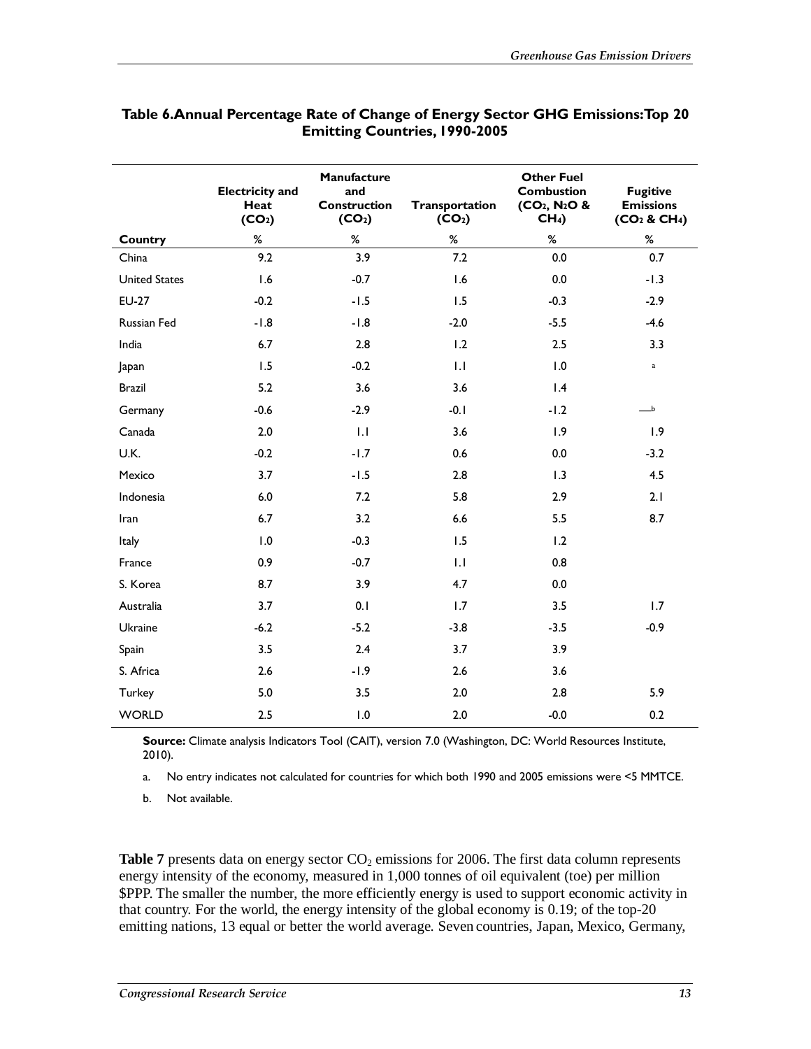**Table 6. Annual Percentage Rate of Change of Energy Sector GHG Emissions: Top 20 Emitting Countries, 1990-2005**

| Country | Electricity and Heat ($CO_2$) | Manufacture and Construction ($CO_2$) | Transportation ($CO_2$) | Other Fuel Combustion ($CO_2$, $N_2O$ & $CH_4$) | Fugitive Emissions ($CO_2$ & $CH_4$) |
|---|---|---|---|---|---|
| | % | % | % | % | % |
| China | 9.2 | 3.9 | 7.2 | 0.0 | 0.7 |
| United States | 1.6 | -0.7 | 1.6 | 0.0 | -1.3 |
| EU-27 | -0.2 | -1.5 | 1.5 | -0.3 | -2.9 |
| Russian Fed | -1.8 | -1.8 | -2.0 | -5.5 | -4.6 |
| India | 6.7 | 2.8 | 1.2 | 2.5 | 3.3 |
| Japan | 1.5 | -0.2 | 1.1 | 1.0 | [a] |
| Brazil | 5.2 | 3.6 | 3.6 | 1.4 | |
| Germany | -0.6 | -2.9 | -0.1 | -1.2 | —[b] |
| Canada | 2.0 | 1.1 | 3.6 | 1.9 | 1.9 |
| U.K. | -0.2 | -1.7 | 0.6 | 0.0 | -3.2 |
| Mexico | 3.7 | -1.5 | 2.8 | 1.3 | 4.5 |
| Indonesia | 6.0 | 7.2 | 5.8 | 2.9 | 2.1 |
| Iran | 6.7 | 3.2 | 6.6 | 5.5 | 8.7 |
| Italy | 1.0 | -0.3 | 1.5 | 1.2 | |
| France | 0.9 | -0.7 | 1.1 | 0.8 | |
| S. Korea | 8.7 | 3.9 | 4.7 | 0.0 | |
| Australia | 3.7 | 0.1 | 1.7 | 3.5 | 1.7 |
| Ukraine | -6.2 | -5.2 | -3.8 | -3.5 | -0.9 |
| Spain | 3.5 | 2.4 | 3.7 | 3.9 | |
| S. Africa | 2.6 | -1.9 | 2.6 | 3.6 | |
| Turkey | 5.0 | 3.5 | 2.0 | 2.8 | 5.9 |
| WORLD | 2.5 | 1.0 | 2.0 | -0.0 | 0.2 |

**Source:** Climate analysis Indicators Tool (CAIT), version 7.0 (Washington, DC: World Resources Institute, 2010).

a. No entry indicates not calculated for countries for which both 1990 and 2005 emissions were <5 MMTCE.

b. Not available.

**Table 7** presents data on energy sector $CO_2$ emissions for 2006. The first data column represents energy intensity of the economy, measured in 1,000 tonnes of oil equivalent (toe) per million $PPP. The smaller the number, the more efficiently energy is used to support economic activity in that country. For the world, the energy intensity of the global economy is 0.19; of the top-20 emitting nations, 13 equal or better the world average. Seven countries, Japan, Mexico, Germany,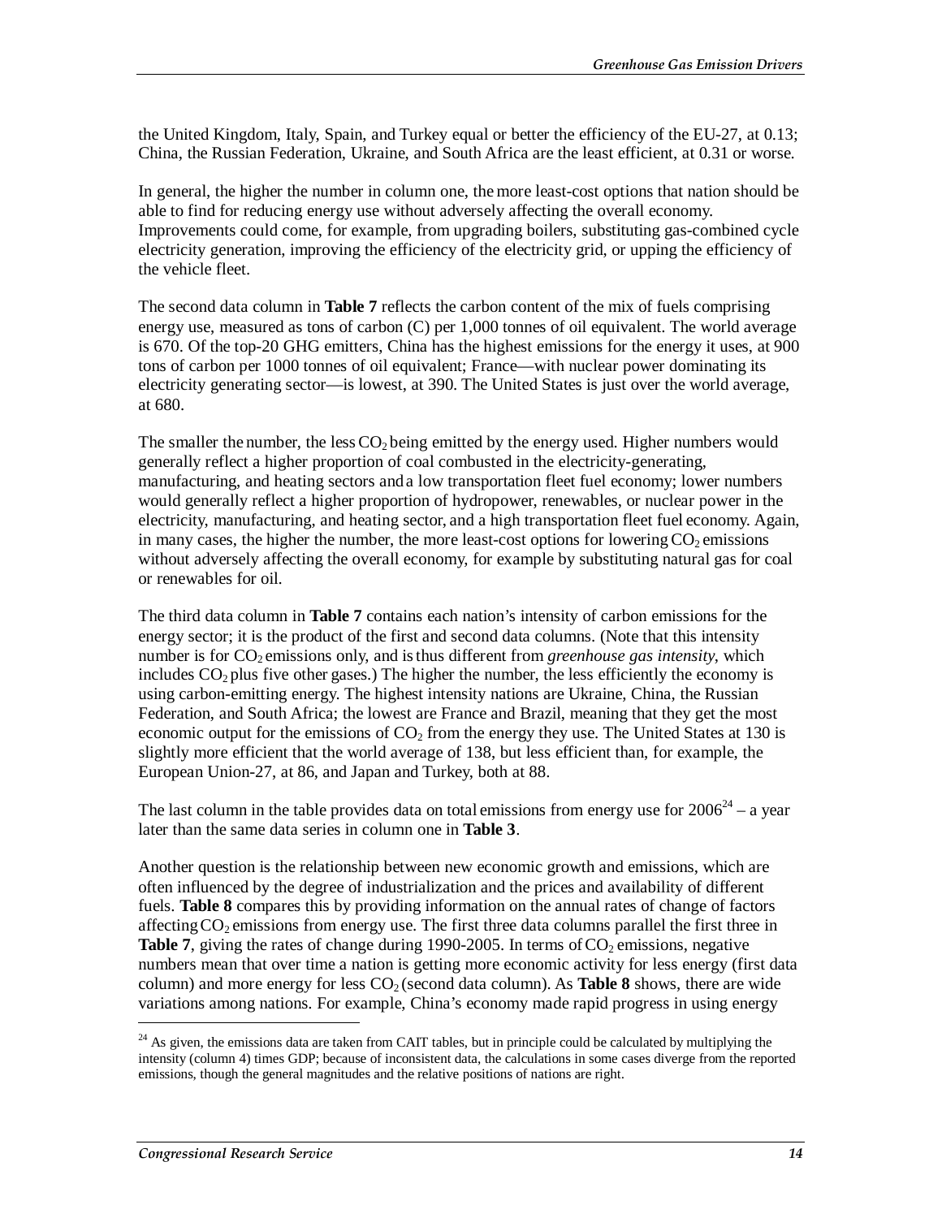the United Kingdom, Italy, Spain, and Turkey equal or better the efficiency of the EU-27, at 0.13; China, the Russian Federation, Ukraine, and South Africa are the least efficient, at 0.31 or worse.

In general, the higher the number in column one, the more least-cost options that nation should be able to find for reducing energy use without adversely affecting the overall economy. Improvements could come, for example, from upgrading boilers, substituting gas-combined cycle electricity generation, improving the efficiency of the electricity grid, or upping the efficiency of the vehicle fleet.

The second data column in **Table 7** reflects the carbon content of the mix of fuels comprising energy use, measured as tons of carbon (C) per 1,000 tonnes of oil equivalent. The world average is 670. Of the top-20 GHG emitters, China has the highest emissions for the energy it uses, at 900 tons of carbon per 1000 tonnes of oil equivalent; France—with nuclear power dominating its electricity generating sector—is lowest, at 390. The United States is just over the world average, at 680.

The smaller the number, the less $CO_2$ being emitted by the energy used. Higher numbers would generally reflect a higher proportion of coal combusted in the electricity-generating, manufacturing, and heating sectors and a low transportation fleet fuel economy; lower numbers would generally reflect a higher proportion of hydropower, renewables, or nuclear power in the electricity, manufacturing, and heating sector, and a high transportation fleet fuel economy. Again, in many cases, the higher the number, the more least-cost options for lowering $CO_2$ emissions without adversely affecting the overall economy, for example by substituting natural gas for coal or renewables for oil.

The third data column in **Table 7** contains each nation's intensity of carbon emissions for the energy sector; it is the product of the first and second data columns. (Note that this intensity number is for $CO_2$ emissions only, and is thus different from *greenhouse gas intensity*, which includes $CO_2$ plus five other gases.) The higher the number, the less efficiently the economy is using carbon-emitting energy. The highest intensity nations are Ukraine, China, the Russian Federation, and South Africa; the lowest are France and Brazil, meaning that they get the most economic output for the emissions of $CO_2$ from the energy they use. The United States at 130 is slightly more efficient that the world average of 138, but less efficient than, for example, the European Union-27, at 86, and Japan and Turkey, both at 88.

The last column in the table provides data on total emissions from energy use for 2006[24] – a year later than the same data series in column one in **Table 3**.

Another question is the relationship between new economic growth and emissions, which are often influenced by the degree of industrialization and the prices and availability of different fuels. **Table 8** compares this by providing information on the annual rates of change of factors affecting $CO_2$ emissions from energy use. The first three data columns parallel the first three in **Table 7**, giving the rates of change during 1990-2005. In terms of $CO_2$ emissions, negative numbers mean that over time a nation is getting more economic activity for less energy (first data column) and more energy for less $CO_2$ (second data column). As **Table 8** shows, there are wide variations among nations. For example, China's economy made rapid progress in using energy

[24] As given, the emissions data are taken from CAIT tables, but in principle could be calculated by multiplying the intensity (column 4) times GDP; because of inconsistent data, the calculations in some cases diverge from the reported emissions, though the general magnitudes and the relative positions of nations are right.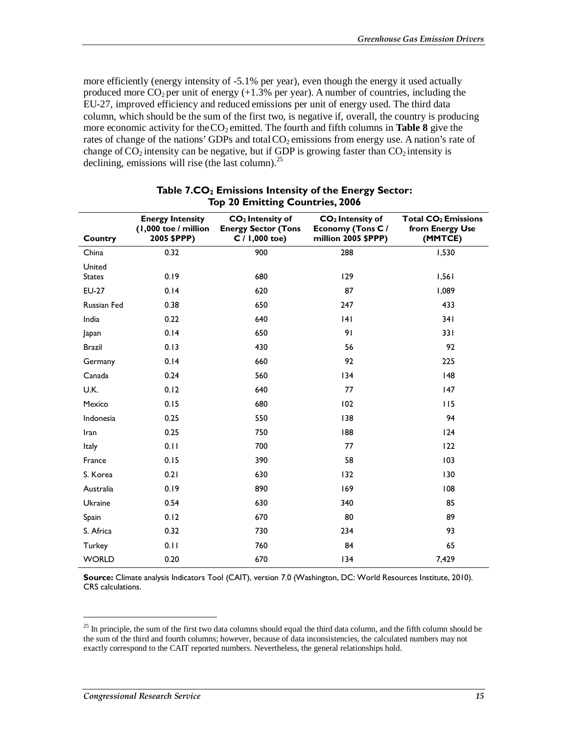more efficiently (energy intensity of -5.1% per year), even though the energy it used actually produced more $CO_2$ per unit of energy (+1.3% per year). A number of countries, including the EU-27, improved efficiency and reduced emissions per unit of energy used. The third data column, which should be the sum of the first two, is negative if, overall, the country is producing more economic activity for the $CO_2$ emitted. The fourth and fifth columns in **Table 8** give the rates of change of the nations' GDPs and total $CO_2$ emissions from energy use. A nation's rate of change of $CO_2$ intensity can be negative, but if GDP is growing faster than $CO_2$ intensity is declining, emissions will rise (the last column).[25]

**Table 7. $CO_2$ Emissions Intensity of the Energy Sector: Top 20 Emitting Countries, 2006**

| Country | Energy Intensity (1,000 toe / million 2005 $PPP) | $CO_2$ Intensity of Energy Sector (Tons C / 1,000 toe) | $CO_2$ Intensity of Economy (Tons C / million 2005 $PPP) | Total $CO_2$ Emissions from Energy Use (MMTCE) |
|---|---|---|---|---|
| China | 0.32 | 900 | 288 | 1,530 |
| United States | 0.19 | 680 | 129 | 1,561 |
| EU-27 | 0.14 | 620 | 87 | 1,089 |
| Russian Fed | 0.38 | 650 | 247 | 433 |
| India | 0.22 | 640 | 141 | 341 |
| Japan | 0.14 | 650 | 91 | 331 |
| Brazil | 0.13 | 430 | 56 | 92 |
| Germany | 0.14 | 660 | 92 | 225 |
| Canada | 0.24 | 560 | 134 | 148 |
| U.K. | 0.12 | 640 | 77 | 147 |
| Mexico | 0.15 | 680 | 102 | 115 |
| Indonesia | 0.25 | 550 | 138 | 94 |
| Iran | 0.25 | 750 | 188 | 124 |
| Italy | 0.11 | 700 | 77 | 122 |
| France | 0.15 | 390 | 58 | 103 |
| S. Korea | 0.21 | 630 | 132 | 130 |
| Australia | 0.19 | 890 | 169 | 108 |
| Ukraine | 0.54 | 630 | 340 | 85 |
| Spain | 0.12 | 670 | 80 | 89 |
| S. Africa | 0.32 | 730 | 234 | 93 |
| Turkey | 0.11 | 760 | 84 | 65 |
| WORLD | 0.20 | 670 | 134 | 7,429 |

**Source:** Climate analysis Indicators Tool (CAIT), version 7.0 (Washington, DC: World Resources Institute, 2010). CRS calculations.

[25] In principle, the sum of the first two data columns should equal the third data column, and the fifth column should be the sum of the third and fourth columns; however, because of data inconsistencies, the calculated numbers may not exactly correspond to the CAIT reported numbers. Nevertheless, the general relationships hold.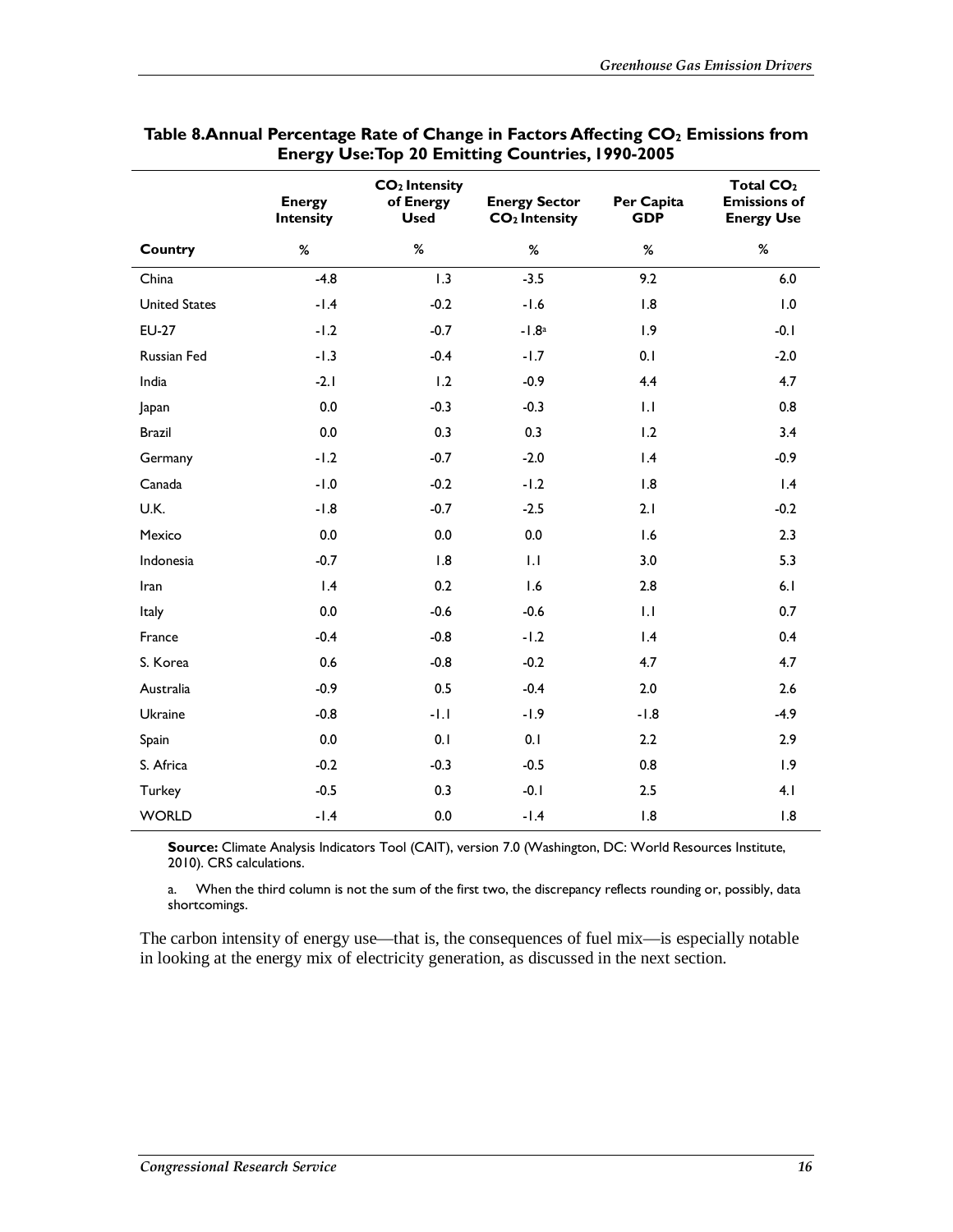**Table 8. Annual Percentage Rate of Change in Factors Affecting $CO_2$ Emissions from Energy Use: Top 20 Emitting Countries, 1990-2005**

| Country | Energy Intensity | $CO_2$ Intensity of Energy Used | Energy Sector $CO_2$ Intensity | Per Capita GDP | Total $CO_2$ Emissions of Energy Use |
|---|---|---|---|---|---|
| | % | % | % | % | % |
| China | -4.8 | 1.3 | -3.5 | 9.2 | 6.0 |
| United States | -1.4 | -0.2 | -1.6 | 1.8 | 1.0 |
| EU-27 | -1.2 | -0.7 | -1.8[a] | 1.9 | -0.1 |
| Russian Fed | -1.3 | -0.4 | -1.7 | 0.1 | -2.0 |
| India | -2.1 | 1.2 | -0.9 | 4.4 | 4.7 |
| Japan | 0.0 | -0.3 | -0.3 | 1.1 | 0.8 |
| Brazil | 0.0 | 0.3 | 0.3 | 1.2 | 3.4 |
| Germany | -1.2 | -0.7 | -2.0 | 1.4 | -0.9 |
| Canada | -1.0 | -0.2 | -1.2 | 1.8 | 1.4 |
| U.K. | -1.8 | -0.7 | -2.5 | 2.1 | -0.2 |
| Mexico | 0.0 | 0.0 | 0.0 | 1.6 | 2.3 |
| Indonesia | -0.7 | 1.8 | 1.1 | 3.0 | 5.3 |
| Iran | 1.4 | 0.2 | 1.6 | 2.8 | 6.1 |
| Italy | 0.0 | -0.6 | -0.6 | 1.1 | 0.7 |
| France | -0.4 | -0.8 | -1.2 | 1.4 | 0.4 |
| S. Korea | 0.6 | -0.8 | -0.2 | 4.7 | 4.7 |
| Australia | -0.9 | 0.5 | -0.4 | 2.0 | 2.6 |
| Ukraine | -0.8 | -1.1 | -1.9 | -1.8 | -4.9 |
| Spain | 0.0 | 0.1 | 0.1 | 2.2 | 2.9 |
| S. Africa | -0.2 | -0.3 | -0.5 | 0.8 | 1.9 |
| Turkey | -0.5 | 0.3 | -0.1 | 2.5 | 4.1 |
| WORLD | -1.4 | 0.0 | -1.4 | 1.8 | 1.8 |

**Source:** Climate Analysis Indicators Tool (CAIT), version 7.0 (Washington, DC: World Resources Institute, 2010). CRS calculations.

a. When the third column is not the sum of the first two, the discrepancy reflects rounding or, possibly, data shortcomings.

The carbon intensity of energy use—that is, the consequences of fuel mix—is especially notable in looking at the energy mix of electricity generation, as discussed in the next section.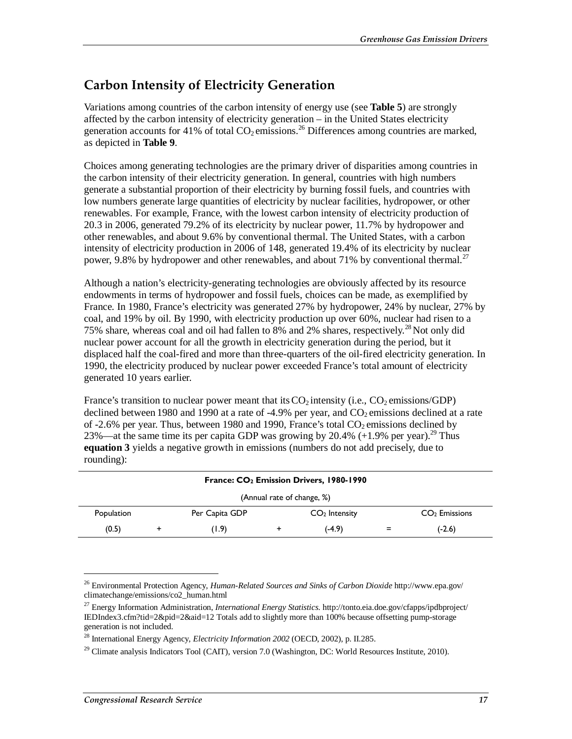## Carbon Intensity of Electricity Generation

Variations among countries of the carbon intensity of energy use (see **Table 5**) are strongly affected by the carbon intensity of electricity generation – in the United States electricity generation accounts for 41% of total $CO_2$ emissions.[26] Differences among countries are marked, as depicted in **Table 9**.

Choices among generating technologies are the primary driver of disparities among countries in the carbon intensity of their electricity generation. In general, countries with high numbers generate a substantial proportion of their electricity by burning fossil fuels, and countries with low numbers generate large quantities of electricity by nuclear facilities, hydropower, or other renewables. For example, France, with the lowest carbon intensity of electricity production of 20.3 in 2006, generated 79.2% of its electricity by nuclear power, 11.7% by hydropower and other renewables, and about 9.6% by conventional thermal. The United States, with a carbon intensity of electricity production in 2006 of 148, generated 19.4% of its electricity by nuclear power, 9.8% by hydropower and other renewables, and about 71% by conventional thermal.[27]

Although a nation's electricity-generating technologies are obviously affected by its resource endowments in terms of hydropower and fossil fuels, choices can be made, as exemplified by France. In 1980, France's electricity was generated 27% by hydropower, 24% by nuclear, 27% by coal, and 19% by oil. By 1990, with electricity production up over 60%, nuclear had risen to a 75% share, whereas coal and oil had fallen to 8% and 2% shares, respectively.[28] Not only did nuclear power account for all the growth in electricity generation during the period, but it displaced half the coal-fired and more than three-quarters of the oil-fired electricity generation. In 1990, the electricity produced by nuclear power exceeded France's total amount of electricity generated 10 years earlier.

France's transition to nuclear power meant that its $CO_2$ intensity (i.e., $CO_2$ emissions/GDP) declined between 1980 and 1990 at a rate of -4.9% per year, and $CO_2$ emissions declined at a rate of -2.6% per year. Thus, between 1980 and 1990, France's total $CO_2$ emissions declined by 23%—at the same time its per capita GDP was growing by 20.4% (+1.9% per year).[29] Thus **equation 3** yields a negative growth in emissions (numbers do not add precisely, due to rounding):

**France: $CO_2$ Emission Drivers, 1980-1990**

(Annual rate of change, %)

| Population | | Per Capita GDP | | $CO_2$ Intensity | | $CO_2$ Emissions |
|---|---|---|---|---|---|---|
| (0.5) | + | (1.9) | + | (-4.9) | = | (-2.6) |

---

[26] Environmental Protection Agency, *Human-Related Sources and Sinks of Carbon Dioxide* http://www.epa.gov/climatechange/emissions/co2_human.html

[27] Energy Information Administration, *International Energy Statistics*. http://tonto.eia.doe.gov/cfapps/ipdbproject/IEDIndex3.cfm?tid=2&pid=2&aid=12 Totals add to slightly more than 100% because offsetting pump-storage generation is not included.

[28] International Energy Agency, *Electricity Information 2002* (OECD, 2002), p. II.285.

[29] Climate analysis Indicators Tool (CAIT), version 7.0 (Washington, DC: World Resources Institute, 2010).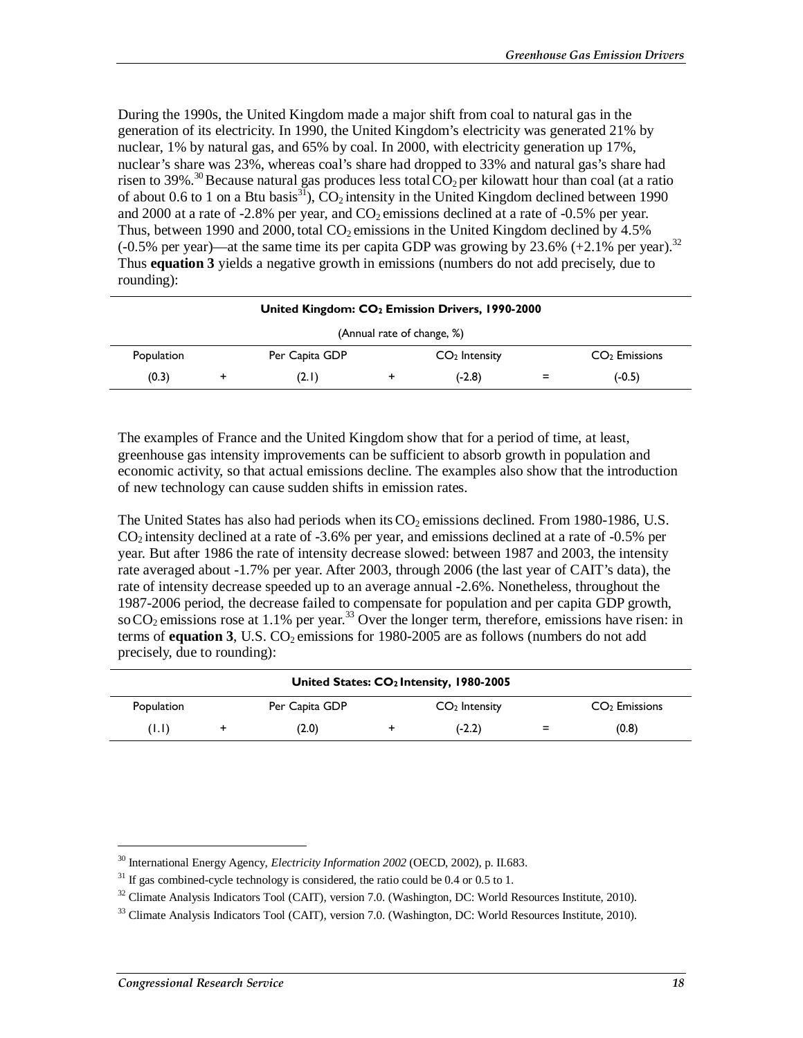During the 1990s, the United Kingdom made a major shift from coal to natural gas in the generation of its electricity. In 1990, the United Kingdom's electricity was generated 21% by nuclear, 1% by natural gas, and 65% by coal. In 2000, with electricity generation up 17%, nuclear's share was 23%, whereas coal's share had dropped to 33% and natural gas's share had risen to 39%.[30] Because natural gas produces less total $CO_2$ per kilowatt hour than coal (at a ratio of about 0.6 to 1 on a Btu basis[31]), $CO_2$ intensity in the United Kingdom declined between 1990 and 2000 at a rate of -2.8% per year, and $CO_2$ emissions declined at a rate of -0.5% per year. Thus, between 1990 and 2000, total $CO_2$ emissions in the United Kingdom declined by 4.5% (-0.5% per year)—at the same time its per capita GDP was growing by 23.6% (+2.1% per year).[32] Thus **equation 3** yields a negative growth in emissions (numbers do not add precisely, due to rounding):

**United Kingdom: $CO_2$ Emission Drivers, 1990-2000**

(Annual rate of change, %)

| Population | | Per Capita GDP | | $CO_2$ Intensity | | $CO_2$ Emissions |
|---|---|---|---|---|---|---|
| (0.3) | + | (2.1) | + | (-2.8) | = | (-0.5) |

The examples of France and the United Kingdom show that for a period of time, at least, greenhouse gas intensity improvements can be sufficient to absorb growth in population and economic activity, so that actual emissions decline. The examples also show that the introduction of new technology can cause sudden shifts in emission rates.

The United States has also had periods when its $CO_2$ emissions declined. From 1980-1986, U.S. $CO_2$ intensity declined at a rate of -3.6% per year, and emissions declined at a rate of -0.5% per year. But after 1986 the rate of intensity decrease slowed: between 1987 and 2003, the intensity rate averaged about -1.7% per year. After 2003, through 2006 (the last year of CAIT's data), the rate of intensity decrease speeded up to an average annual -2.6%. Nonetheless, throughout the 1987-2006 period, the decrease failed to compensate for population and per capita GDP growth, so $CO_2$ emissions rose at 1.1% per year.[33] Over the longer term, therefore, emissions have risen: in terms of **equation 3**, U.S. $CO_2$ emissions for 1980-2005 are as follows (numbers do not add precisely, due to rounding):

**United States: $CO_2$ Intensity, 1980-2005**

| Population | | Per Capita GDP | | $CO_2$ Intensity | | $CO_2$ Emissions |
|---|---|---|---|---|---|---|
| (1.1) | + | (2.0) | + | (-2.2) | = | (0.8) |

---

[30] International Energy Agency, *Electricity Information 2002* (OECD, 2002), p. II.683.

[31] If gas combined-cycle technology is considered, the ratio could be 0.4 or 0.5 to 1.

[32] Climate Analysis Indicators Tool (CAIT), version 7.0. (Washington, DC: World Resources Institute, 2010).

[33] Climate Analysis Indicators Tool (CAIT), version 7.0. (Washington, DC: World Resources Institute, 2010).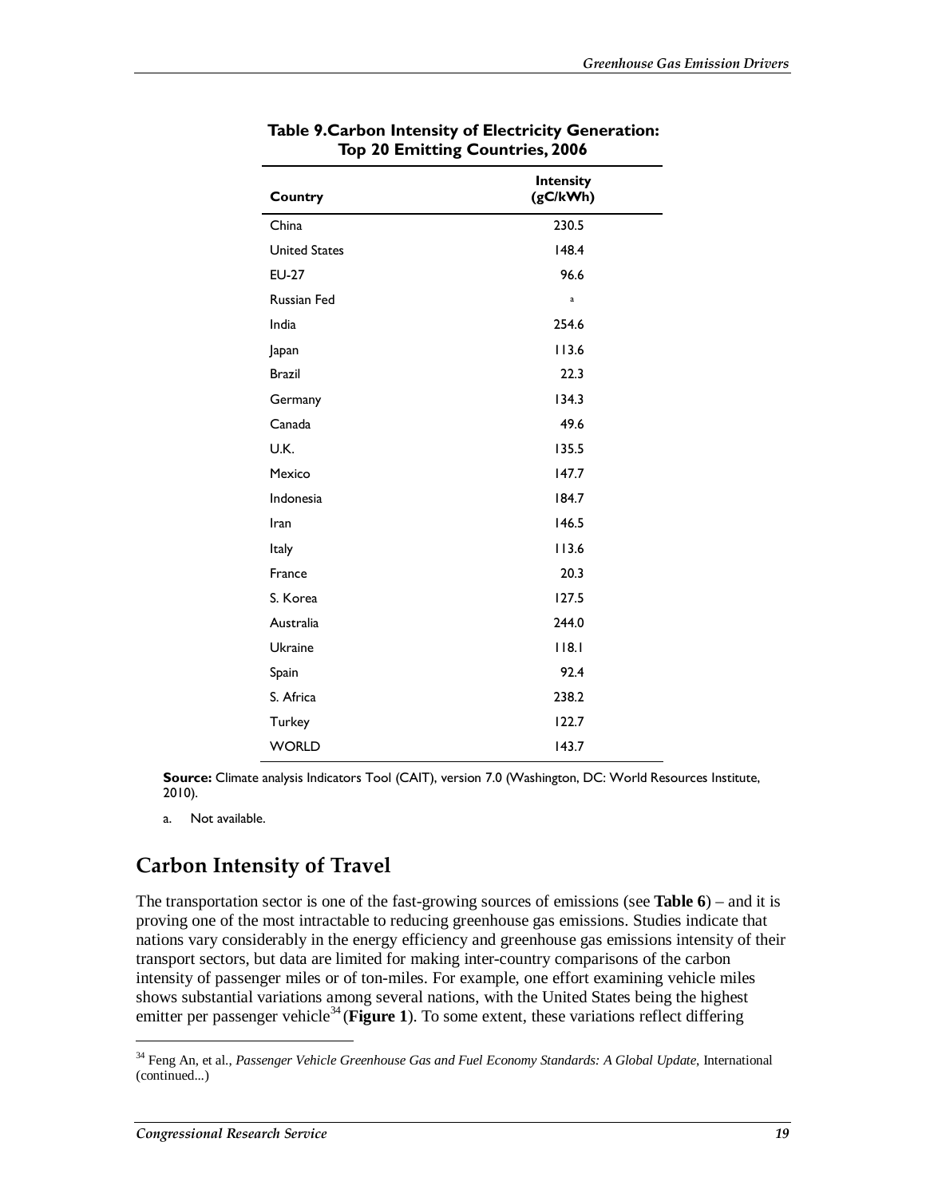**Table 9. Carbon Intensity of Electricity Generation: Top 20 Emitting Countries, 2006**

| Country | Intensity (gC/kWh) |
|---|---|
| China | 230.5 |
| United States | 148.4 |
| EU-27 | 96.6 |
| Russian Fed | a |
| India | 254.6 |
| Japan | 113.6 |
| Brazil | 22.3 |
| Germany | 134.3 |
| Canada | 49.6 |
| U.K. | 135.5 |
| Mexico | 147.7 |
| Indonesia | 184.7 |
| Iran | 146.5 |
| Italy | 113.6 |
| France | 20.3 |
| S. Korea | 127.5 |
| Australia | 244.0 |
| Ukraine | 118.1 |
| Spain | 92.4 |
| S. Africa | 238.2 |
| Turkey | 122.7 |
| WORLD | 143.7 |

**Source:** Climate analysis Indicators Tool (CAIT), version 7.0 (Washington, DC: World Resources Institute, 2010).

a. Not available.

## Carbon Intensity of Travel

The transportation sector is one of the fast-growing sources of emissions (see **Table 6**) – and it is proving one of the most intractable to reducing greenhouse gas emissions. Studies indicate that nations vary considerably in the energy efficiency and greenhouse gas emissions intensity of their transport sectors, but data are limited for making inter-country comparisons of the carbon intensity of passenger miles or of ton-miles. For example, one effort examining vehicle miles shows substantial variations among several nations, with the United States being the highest emitter per passenger vehicle[34] (**Figure 1**). To some extent, these variations reflect differing

[34] Feng An, et al., *Passenger Vehicle Greenhouse Gas and Fuel Economy Standards: A Global Update*, International (continued...)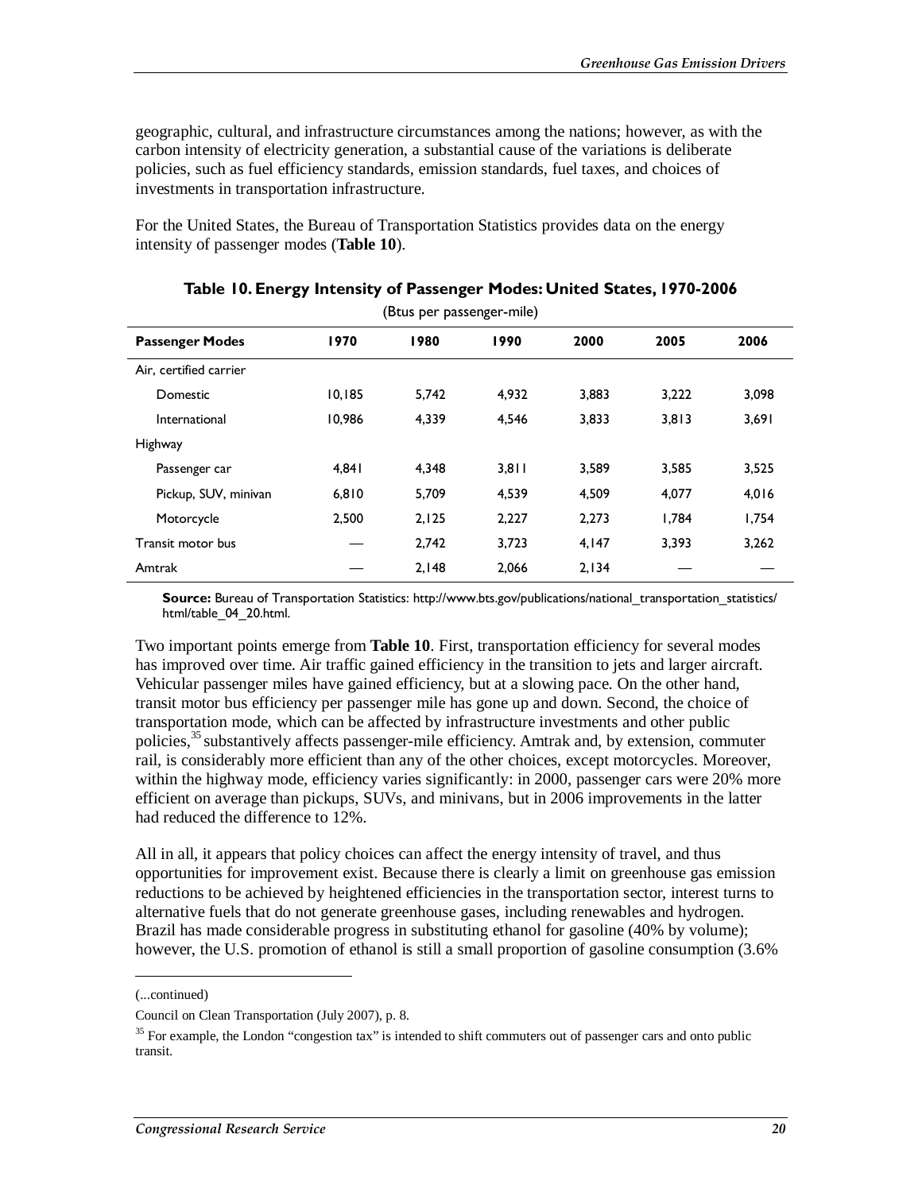geographic, cultural, and infrastructure circumstances among the nations; however, as with the carbon intensity of electricity generation, a substantial cause of the variations is deliberate policies, such as fuel efficiency standards, emission standards, fuel taxes, and choices of investments in transportation infrastructure.

For the United States, the Bureau of Transportation Statistics provides data on the energy intensity of passenger modes (**Table 10**).

**Table 10. Energy Intensity of Passenger Modes: United States, 1970-2006**

(Btus per passenger-mile)

| Passenger Modes | 1970 | 1980 | 1990 | 2000 | 2005 | 2006 |
|---|---|---|---|---|---|---|
| Air, certified carrier | | | | | | |
| Domestic | 10,185 | 5,742 | 4,932 | 3,883 | 3,222 | 3,098 |
| International | 10,986 | 4,339 | 4,546 | 3,833 | 3,813 | 3,691 |
| Highway | | | | | | |
| Passenger car | 4,841 | 4,348 | 3,811 | 3,589 | 3,585 | 3,525 |
| Pickup, SUV, minivan | 6,810 | 5,709 | 4,539 | 4,509 | 4,077 | 4,016 |
| Motorcycle | 2,500 | 2,125 | 2,227 | 2,273 | 1,784 | 1,754 |
| Transit motor bus | — | 2,742 | 3,723 | 4,147 | 3,393 | 3,262 |
| Amtrak | — | 2,148 | 2,066 | 2,134 | — | — |

**Source:** Bureau of Transportation Statistics: http://www.bts.gov/publications/national_transportation_statistics/html/table_04_20.html.

Two important points emerge from **Table 10**. First, transportation efficiency for several modes has improved over time. Air traffic gained efficiency in the transition to jets and larger aircraft. Vehicular passenger miles have gained efficiency, but at a slowing pace. On the other hand, transit motor bus efficiency per passenger mile has gone up and down. Second, the choice of transportation mode, which can be affected by infrastructure investments and other public policies,[35] substantively affects passenger-mile efficiency. Amtrak and, by extension, commuter rail, is considerably more efficient than any of the other choices, except motorcycles. Moreover, within the highway mode, efficiency varies significantly: in 2000, passenger cars were 20% more efficient on average than pickups, SUVs, and minivans, but in 2006 improvements in the latter had reduced the difference to 12%.

All in all, it appears that policy choices can affect the energy intensity of travel, and thus opportunities for improvement exist. Because there is clearly a limit on greenhouse gas emission reductions to be achieved by heightened efficiencies in the transportation sector, interest turns to alternative fuels that do not generate greenhouse gases, including renewables and hydrogen. Brazil has made considerable progress in substituting ethanol for gasoline (40% by volume); however, the U.S. promotion of ethanol is still a small proportion of gasoline consumption (3.6%

(...continued)

Council on Clean Transportation (July 2007), p. 8.

[35] For example, the London "congestion tax" is intended to shift commuters out of passenger cars and onto public transit.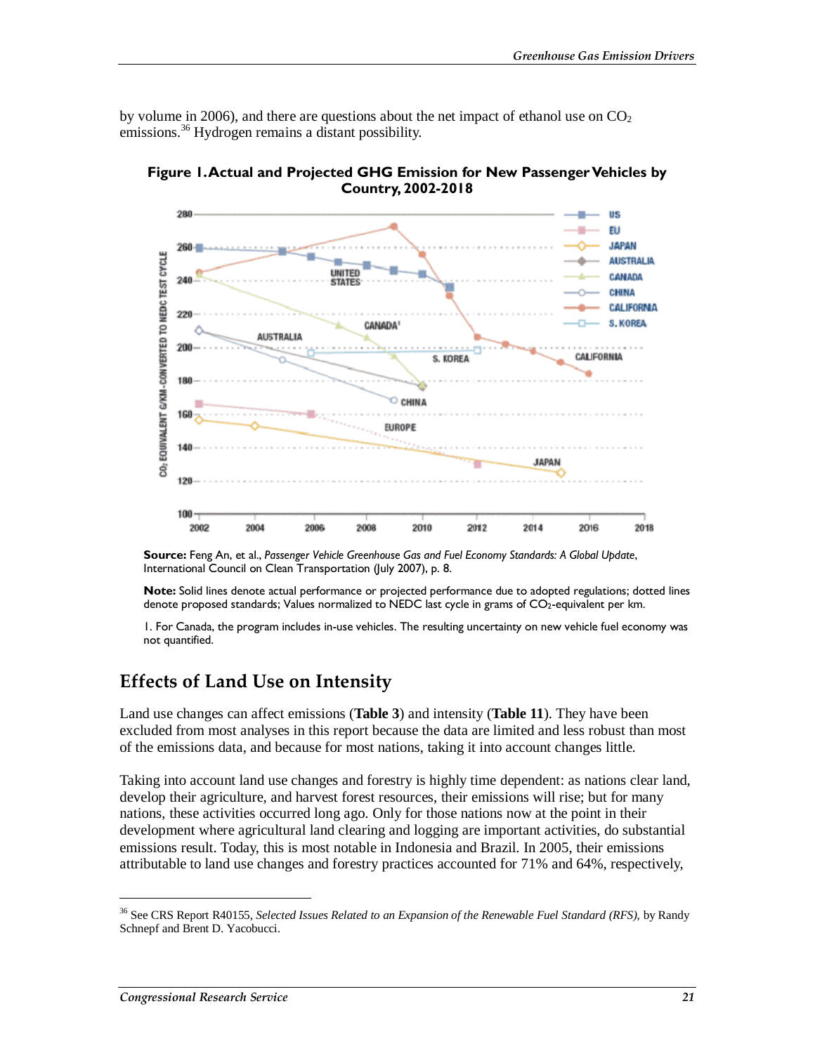by volume in 2006), and there are questions about the net impact of ethanol use on $CO_2$ emissions.[36] Hydrogen remains a distant possibility.

**Figure 1. Actual and Projected GHG Emission for New Passenger Vehicles by Country, 2002-2018**

**Source:** Feng An, et al., *Passenger Vehicle Greenhouse Gas and Fuel Economy Standards: A Global Update*, International Council on Clean Transportation (July 2007), p. 8.

**Note:** Solid lines denote actual performance or projected performance due to adopted regulations; dotted lines denote proposed standards; Values normalized to NEDC last cycle in grams of $CO_2$-equivalent per km.

1. For Canada, the program includes in-use vehicles. The resulting uncertainty on new vehicle fuel economy was not quantified.

## Effects of Land Use on Intensity

Land use changes can affect emissions (**Table 3**) and intensity (**Table 11**). They have been excluded from most analyses in this report because the data are limited and less robust than most of the emissions data, and because for most nations, taking it into account changes little.

Taking into account land use changes and forestry is highly time dependent: as nations clear land, develop their agriculture, and harvest forest resources, their emissions will rise; but for many nations, these activities occurred long ago. Only for those nations now at the point in their development where agricultural land clearing and logging are important activities, do substantial emissions result. Today, this is most notable in Indonesia and Brazil. In 2005, their emissions attributable to land use changes and forestry practices accounted for 71% and 64%, respectively,

---

[36] See CRS Report R40155, *Selected Issues Related to an Expansion of the Renewable Fuel Standard (RFS)*, by Randy Schnepf and Brent D. Yacobucci.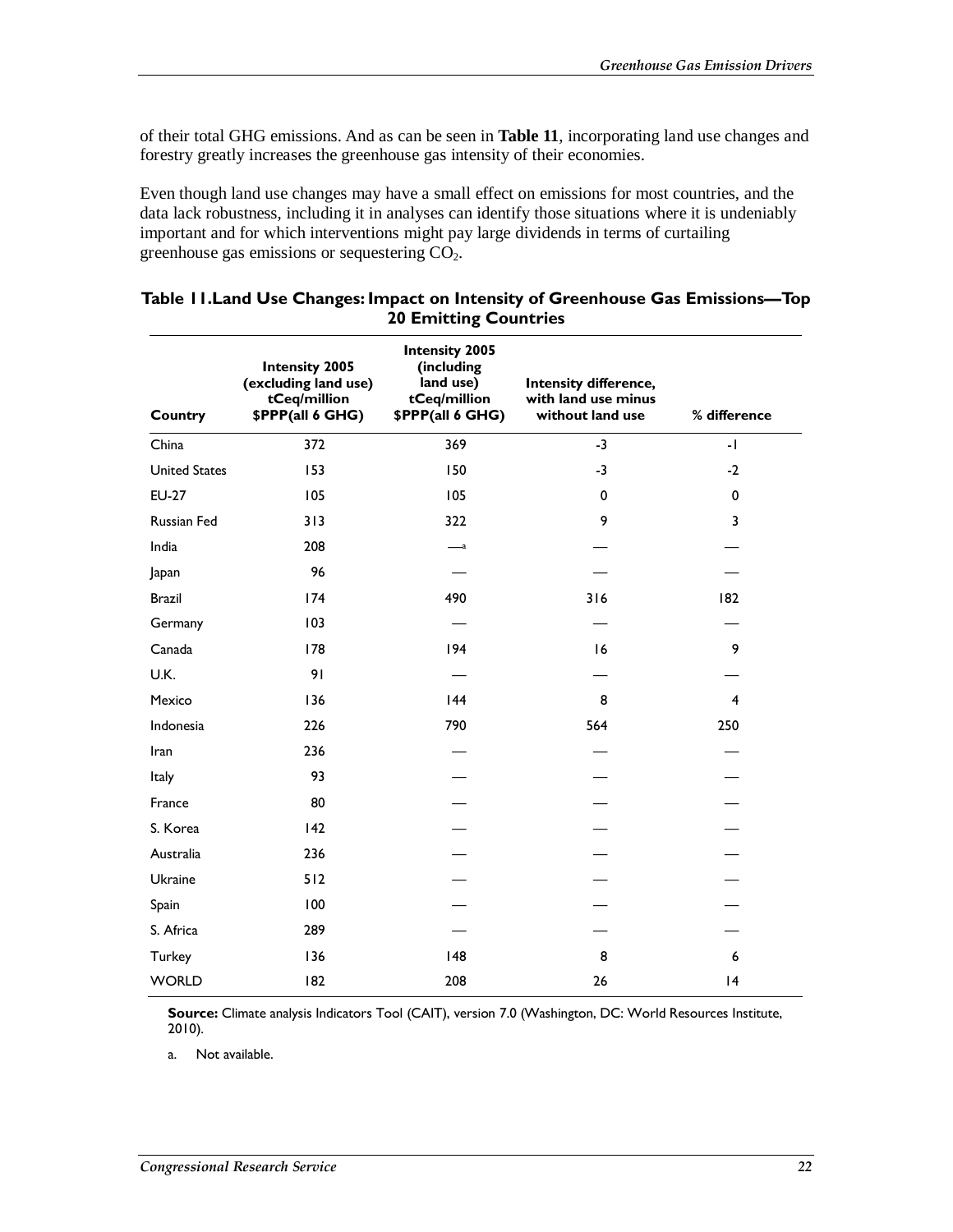of their total GHG emissions. And as can be seen in **Table 11**, incorporating land use changes and forestry greatly increases the greenhouse gas intensity of their economies.

Even though land use changes may have a small effect on emissions for most countries, and the data lack robustness, including it in analyses can identify those situations where it is undeniably important and for which interventions might pay large dividends in terms of curtailing greenhouse gas emissions or sequestering $CO_2$.

**Table 11. Land Use Changes: Impact on Intensity of Greenhouse Gas Emissions—Top 20 Emitting Countries**

| Country | Intensity 2005 (excluding land use) tCeq/million $PPP(all 6 GHG) | Intensity 2005 (including land use) tCeq/million $PPP(all 6 GHG) | Intensity difference, with land use minus without land use | % difference |
|---|---|---|---|---|
| China | 372 | 369 | -3 | -1 |
| United States | 153 | 150 | -3 | -2 |
| EU-27 | 105 | 105 | 0 | 0 |
| Russian Fed | 313 | 322 | 9 | 3 |
| India | 208 | —[a] | — | — |
| Japan | 96 | — | — | — |
| Brazil | 174 | 490 | 316 | 182 |
| Germany | 103 | — | — | — |
| Canada | 178 | 194 | 16 | 9 |
| U.K. | 91 | — | — | — |
| Mexico | 136 | 144 | 8 | 4 |
| Indonesia | 226 | 790 | 564 | 250 |
| Iran | 236 | — | — | — |
| Italy | 93 | — | — | — |
| France | 80 | — | — | — |
| S. Korea | 142 | — | — | — |
| Australia | 236 | — | — | — |
| Ukraine | 512 | — | — | — |
| Spain | 100 | — | — | — |
| S. Africa | 289 | — | — | — |
| Turkey | 136 | 148 | 8 | 6 |
| WORLD | 182 | 208 | 26 | 14 |

**Source:** Climate analysis Indicators Tool (CAIT), version 7.0 (Washington, DC: World Resources Institute, 2010).

a. Not available.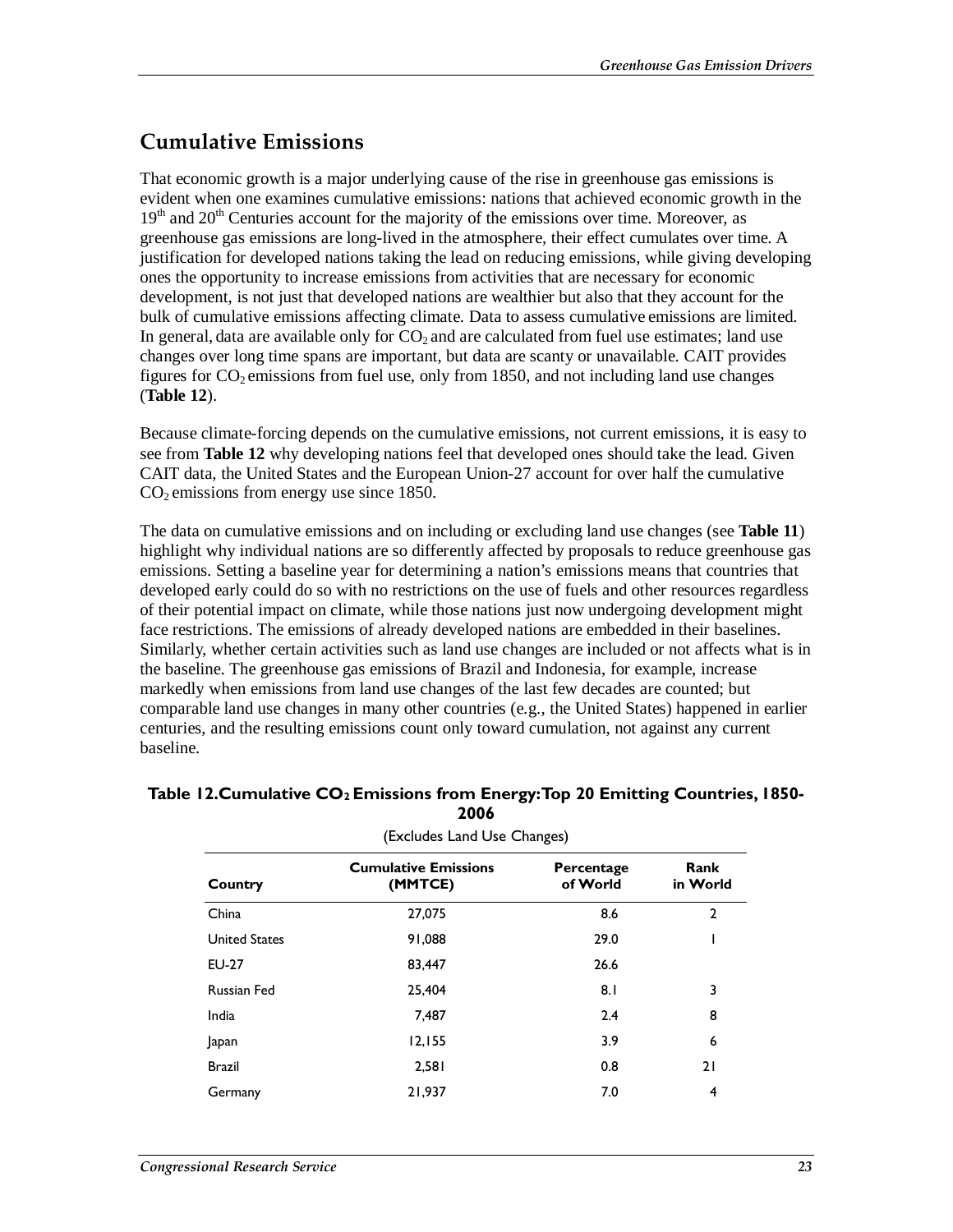## Cumulative Emissions

That economic growth is a major underlying cause of the rise in greenhouse gas emissions is evident when one examines cumulative emissions: nations that achieved economic growth in the 19th and 20th Centuries account for the majority of the emissions over time. Moreover, as greenhouse gas emissions are long-lived in the atmosphere, their effect cumulates over time. A justification for developed nations taking the lead on reducing emissions, while giving developing ones the opportunity to increase emissions from activities that are necessary for economic development, is not just that developed nations are wealthier but also that they account for the bulk of cumulative emissions affecting climate. Data to assess cumulative emissions are limited. In general, data are available only for $CO_2$ and are calculated from fuel use estimates; land use changes over long time spans are important, but data are scanty or unavailable. CAIT provides figures for $CO_2$ emissions from fuel use, only from 1850, and not including land use changes (**Table 12**).

Because climate-forcing depends on the cumulative emissions, not current emissions, it is easy to see from **Table 12** why developing nations feel that developed ones should take the lead. Given CAIT data, the United States and the European Union-27 account for over half the cumulative $CO_2$ emissions from energy use since 1850.

The data on cumulative emissions and on including or excluding land use changes (see **Table 11**) highlight why individual nations are so differently affected by proposals to reduce greenhouse gas emissions. Setting a baseline year for determining a nation's emissions means that countries that developed early could do so with no restrictions on the use of fuels and other resources regardless of their potential impact on climate, while those nations just now undergoing development might face restrictions. The emissions of already developed nations are embedded in their baselines. Similarly, whether certain activities such as land use changes are included or not affects what is in the baseline. The greenhouse gas emissions of Brazil and Indonesia, for example, increase markedly when emissions from land use changes of the last few decades are counted; but comparable land use changes in many other countries (e.g., the United States) happened in earlier centuries, and the resulting emissions count only toward cumulation, not against any current baseline.

**Table 12. Cumulative $CO_2$ Emissions from Energy: Top 20 Emitting Countries, 1850-2006**

(Excludes Land Use Changes)

| Country | Cumulative Emissions (MMTCE) | Percentage of World | Rank in World |
|---|---|---|---|
| China | 27,075 | 8.6 | 2 |
| United States | 91,088 | 29.0 | 1 |
| EU-27 | 83,447 | 26.6 | |
| Russian Fed | 25,404 | 8.1 | 3 |
| India | 7,487 | 2.4 | 8 |
| Japan | 12,155 | 3.9 | 6 |
| Brazil | 2,581 | 0.8 | 21 |
| Germany | 21,937 | 7.0 | 4 |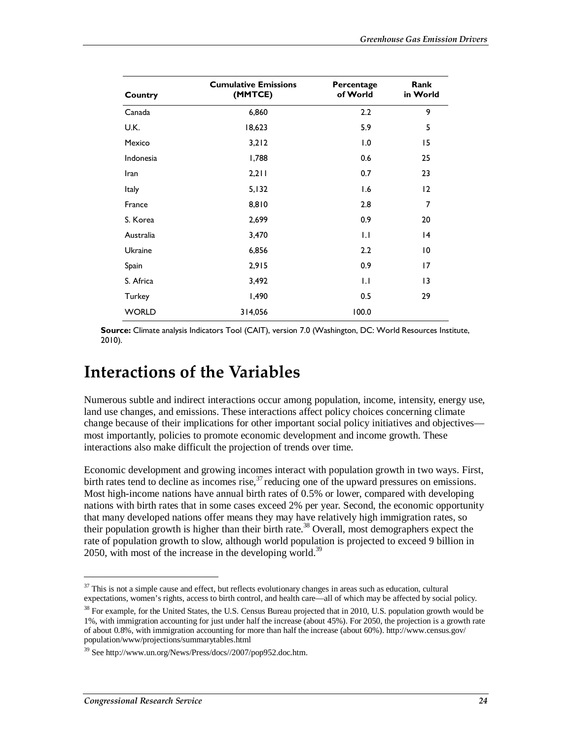| Country | Cumulative Emissions (MMTCE) | Percentage of World | Rank in World |
|---|---|---|---|
| Canada | 6,860 | 2.2 | 9 |
| U.K. | 18,623 | 5.9 | 5 |
| Mexico | 3,212 | 1.0 | 15 |
| Indonesia | 1,788 | 0.6 | 25 |
| Iran | 2,211 | 0.7 | 23 |
| Italy | 5,132 | 1.6 | 12 |
| France | 8,810 | 2.8 | 7 |
| S. Korea | 2,699 | 0.9 | 20 |
| Australia | 3,470 | 1.1 | 14 |
| Ukraine | 6,856 | 2.2 | 10 |
| Spain | 2,915 | 0.9 | 17 |
| S. Africa | 3,492 | 1.1 | 13 |
| Turkey | 1,490 | 0.5 | 29 |
| WORLD | 314,056 | 100.0 | |

**Source:** Climate analysis Indicators Tool (CAIT), version 7.0 (Washington, DC: World Resources Institute, 2010).

# Interactions of the Variables

Numerous subtle and indirect interactions occur among population, income, intensity, energy use, land use changes, and emissions. These interactions affect policy choices concerning climate change because of their implications for other important social policy initiatives and objectives—most importantly, policies to promote economic development and income growth. These interactions also make difficult the projection of trends over time.

Economic development and growing incomes interact with population growth in two ways. First, birth rates tend to decline as incomes rise,[37] reducing one of the upward pressures on emissions. Most high-income nations have annual birth rates of 0.5% or lower, compared with developing nations with birth rates that in some cases exceed 2% per year. Second, the economic opportunity that many developed nations offer means they may have relatively high immigration rates, so their population growth is higher than their birth rate.[38] Overall, most demographers expect the rate of population growth to slow, although world population is projected to exceed 9 billion in 2050, with most of the increase in the developing world.[39]

---

[37] This is not a simple cause and effect, but reflects evolutionary changes in areas such as education, cultural expectations, women's rights, access to birth control, and health care—all of which may be affected by social policy.

[38] For example, for the United States, the U.S. Census Bureau projected that in 2010, U.S. population growth would be 1%, with immigration accounting for just under half the increase (about 45%). For 2050, the projection is a growth rate of about 0.8%, with immigration accounting for more than half the increase (about 60%). http://www.census.gov/population/www/projections/summarytables.html

[39] See http://www.un.org/News/Press/docs//2007/pop952.doc.htm.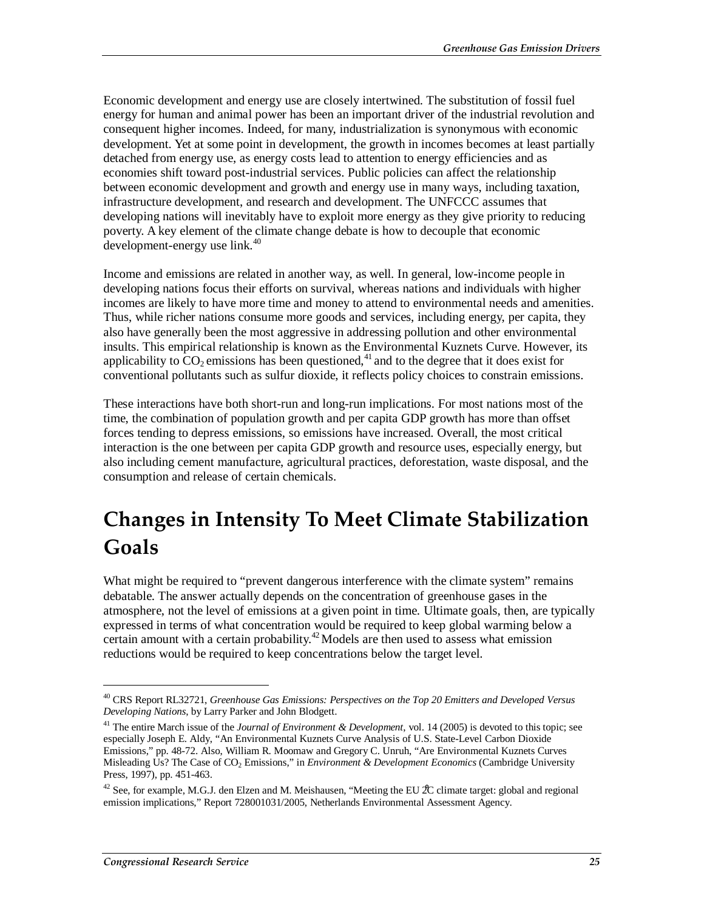Economic development and energy use are closely intertwined. The substitution of fossil fuel energy for human and animal power has been an important driver of the industrial revolution and consequent higher incomes. Indeed, for many, industrialization is synonymous with economic development. Yet at some point in development, the growth in incomes becomes at least partially detached from energy use, as energy costs lead to attention to energy efficiencies and as economies shift toward post-industrial services. Public policies can affect the relationship between economic development and growth and energy use in many ways, including taxation, infrastructure development, and research and development. The UNFCCC assumes that developing nations will inevitably have to exploit more energy as they give priority to reducing poverty. A key element of the climate change debate is how to decouple that economic development-energy use link.[40]

Income and emissions are related in another way, as well. In general, low-income people in developing nations focus their efforts on survival, whereas nations and individuals with higher incomes are likely to have more time and money to attend to environmental needs and amenities. Thus, while richer nations consume more goods and services, including energy, per capita, they also have generally been the most aggressive in addressing pollution and other environmental insults. This empirical relationship is known as the Environmental Kuznets Curve. However, its applicability to $CO_2$ emissions has been questioned,[41] and to the degree that it does exist for conventional pollutants such as sulfur dioxide, it reflects policy choices to constrain emissions.

These interactions have both short-run and long-run implications. For most nations most of the time, the combination of population growth and per capita GDP growth has more than offset forces tending to depress emissions, so emissions have increased. Overall, the most critical interaction is the one between per capita GDP growth and resource uses, especially energy, but also including cement manufacture, agricultural practices, deforestation, waste disposal, and the consumption and release of certain chemicals.

# Changes in Intensity To Meet Climate Stabilization Goals

What might be required to "prevent dangerous interference with the climate system" remains debatable. The answer actually depends on the concentration of greenhouse gases in the atmosphere, not the level of emissions at a given point in time. Ultimate goals, then, are typically expressed in terms of what concentration would be required to keep global warming below a certain amount with a certain probability.[42] Models are then used to assess what emission reductions would be required to keep concentrations below the target level.

---

[40] CRS Report RL32721, *Greenhouse Gas Emissions: Perspectives on the Top 20 Emitters and Developed Versus Developing Nations*, by Larry Parker and John Blodgett.

[41] The entire March issue of the *Journal of Environment & Development*, vol. 14 (2005) is devoted to this topic; see especially Joseph E. Aldy, "An Environmental Kuznets Curve Analysis of U.S. State-Level Carbon Dioxide Emissions," pp. 48-72. Also, William R. Moomaw and Gregory C. Unruh, "Are Environmental Kuznets Curves Misleading Us? The Case of $CO_2$ Emissions," in *Environment & Development Economics* (Cambridge University Press, 1997), pp. 451-463.

[42] See, for example, M.G.J. den Elzen and M. Meishausen, "Meeting the EU 2°C climate target: global and regional emission implications," Report 728001031/2005, Netherlands Environmental Assessment Agency.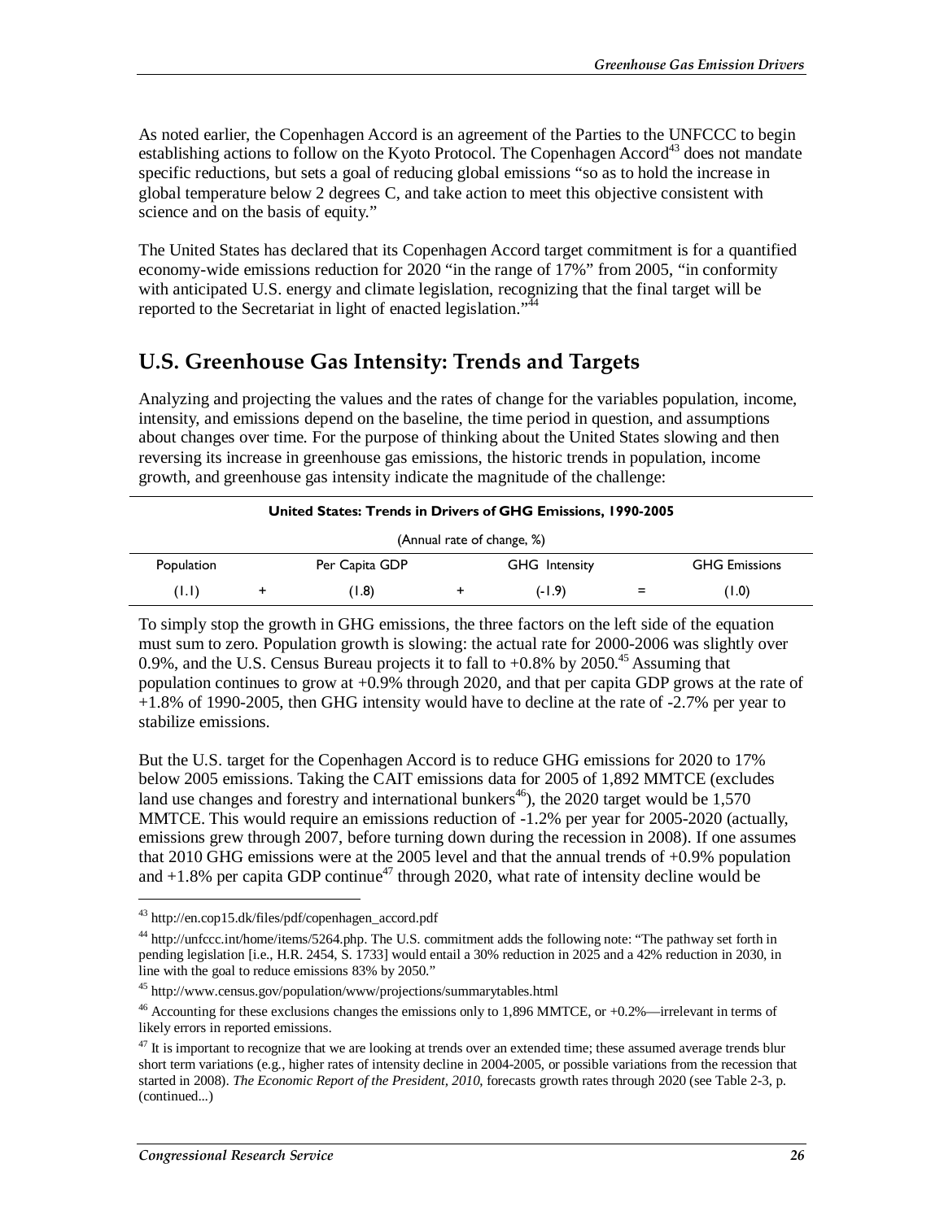As noted earlier, the Copenhagen Accord is an agreement of the Parties to the UNFCCC to begin establishing actions to follow on the Kyoto Protocol. The Copenhagen Accord[43] does not mandate specific reductions, but sets a goal of reducing global emissions "so as to hold the increase in global temperature below 2 degrees C, and take action to meet this objective consistent with science and on the basis of equity."

The United States has declared that its Copenhagen Accord target commitment is for a quantified economy-wide emissions reduction for 2020 "in the range of 17%" from 2005, "in conformity with anticipated U.S. energy and climate legislation, recognizing that the final target will be reported to the Secretariat in light of enacted legislation."[44]

## U.S. Greenhouse Gas Intensity: Trends and Targets

Analyzing and projecting the values and the rates of change for the variables population, income, intensity, and emissions depend on the baseline, the time period in question, and assumptions about changes over time. For the purpose of thinking about the United States slowing and then reversing its increase in greenhouse gas emissions, the historic trends in population, income growth, and greenhouse gas intensity indicate the magnitude of the challenge:

**United States: Trends in Drivers of GHG Emissions, 1990-2005**

(Annual rate of change, %)

| Population | | Per Capita GDP | | GHG Intensity | | GHG Emissions |
|---|---|---|---|---|---|---|
| (1.1) | + | (1.8) | + | (-1.9) | = | (1.0) |

To simply stop the growth in GHG emissions, the three factors on the left side of the equation must sum to zero. Population growth is slowing: the actual rate for 2000-2006 was slightly over 0.9%, and the U.S. Census Bureau projects it to fall to +0.8% by 2050.[45] Assuming that population continues to grow at +0.9% through 2020, and that per capita GDP grows at the rate of +1.8% of 1990-2005, then GHG intensity would have to decline at the rate of -2.7% per year to stabilize emissions.

But the U.S. target for the Copenhagen Accord is to reduce GHG emissions for 2020 to 17% below 2005 emissions. Taking the CAIT emissions data for 2005 of 1,892 MMTCE (excludes land use changes and forestry and international bunkers[46]), the 2020 target would be 1,570 MMTCE. This would require an emissions reduction of -1.2% per year for 2005-2020 (actually, emissions grew through 2007, before turning down during the recession in 2008). If one assumes that 2010 GHG emissions were at the 2005 level and that the annual trends of +0.9% population and +1.8% per capita GDP continue[47] through 2020, what rate of intensity decline would be

---

[43] http://en.cop15.dk/files/pdf/copenhagen_accord.pdf

[44] http://unfccc.int/home/items/5264.php. The U.S. commitment adds the following note: "The pathway set forth in pending legislation [i.e., H.R. 2454, S. 1733] would entail a 30% reduction in 2025 and a 42% reduction in 2030, in line with the goal to reduce emissions 83% by 2050."

[45] http://www.census.gov/population/www/projections/summarytables.html

[46] Accounting for these exclusions changes the emissions only to 1,896 MMTCE, or +0.2%—irrelevant in terms of likely errors in reported emissions.

[47] It is important to recognize that we are looking at trends over an extended time; these assumed average trends blur short term variations (e.g., higher rates of intensity decline in 2004-2005, or possible variations from the recession that started in 2008). *The Economic Report of the President, 2010,* forecasts growth rates through 2020 (see Table 2-3, p. (continued...)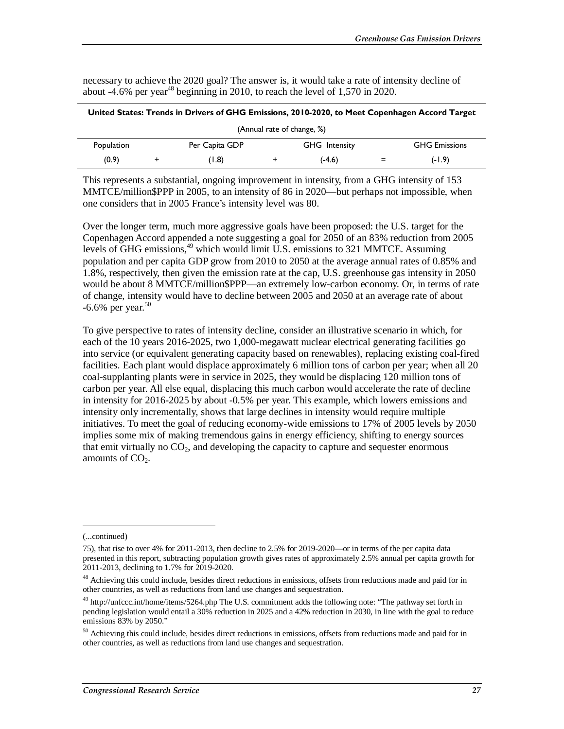necessary to achieve the 2020 goal? The answer is, it would take a rate of intensity decline of about -4.6% per year[48] beginning in 2010, to reach the level of 1,570 in 2020.

**United States: Trends in Drivers of GHG Emissions, 2010-2020, to Meet Copenhagen Accord Target**

(Annual rate of change, %)

| Population | | Per Capita GDP | | GHG Intensity | | GHG Emissions |
|---|---|---|---|---|---|---|
| (0.9) | + | (1.8) | + | (-4.6) | = | (-1.9) |

This represents a substantial, ongoing improvement in intensity, from a GHG intensity of 153 MMTCE/million$PPP in 2005, to an intensity of 86 in 2020—but perhaps not impossible, when one considers that in 2005 France's intensity level was 80.

Over the longer term, much more aggressive goals have been proposed: the U.S. target for the Copenhagen Accord appended a note suggesting a goal for 2050 of an 83% reduction from 2005 levels of GHG emissions,[49] which would limit U.S. emissions to 321 MMTCE. Assuming population and per capita GDP grow from 2010 to 2050 at the average annual rates of 0.85% and 1.8%, respectively, then given the emission rate at the cap, U.S. greenhouse gas intensity in 2050 would be about 8 MMTCE/million$PPP—an extremely low-carbon economy. Or, in terms of rate of change, intensity would have to decline between 2005 and 2050 at an average rate of about -6.6% per year.[50]

To give perspective to rates of intensity decline, consider an illustrative scenario in which, for each of the 10 years 2016-2025, two 1,000-megawatt nuclear electrical generating facilities go into service (or equivalent generating capacity based on renewables), replacing existing coal-fired facilities. Each plant would displace approximately 6 million tons of carbon per year; when all 20 coal-supplanting plants were in service in 2025, they would be displacing 120 million tons of carbon per year. All else equal, displacing this much carbon would accelerate the rate of decline in intensity for 2016-2025 by about -0.5% per year. This example, which lowers emissions and intensity only incrementally, shows that large declines in intensity would require multiple initiatives. To meet the goal of reducing economy-wide emissions to 17% of 2005 levels by 2050 implies some mix of making tremendous gains in energy efficiency, shifting to energy sources that emit virtually no $CO_2$, and developing the capacity to capture and sequester enormous amounts of $CO_2$.

---

(...continued)

75), that rise to over 4% for 2011-2013, then decline to 2.5% for 2019-2020—or in terms of the per capita data presented in this report, subtracting population growth gives rates of approximately 2.5% annual per capita growth for 2011-2013, declining to 1.7% for 2019-2020.

[48] Achieving this could include, besides direct reductions in emissions, offsets from reductions made and paid for in other countries, as well as reductions from land use changes and sequestration.

[49] http://unfccc.int/home/items/5264.php The U.S. commitment adds the following note: "The pathway set forth in pending legislation would entail a 30% reduction in 2025 and a 42% reduction in 2030, in line with the goal to reduce emissions 83% by 2050."

[50] Achieving this could include, besides direct reductions in emissions, offsets from reductions made and paid for in other countries, as well as reductions from land use changes and sequestration.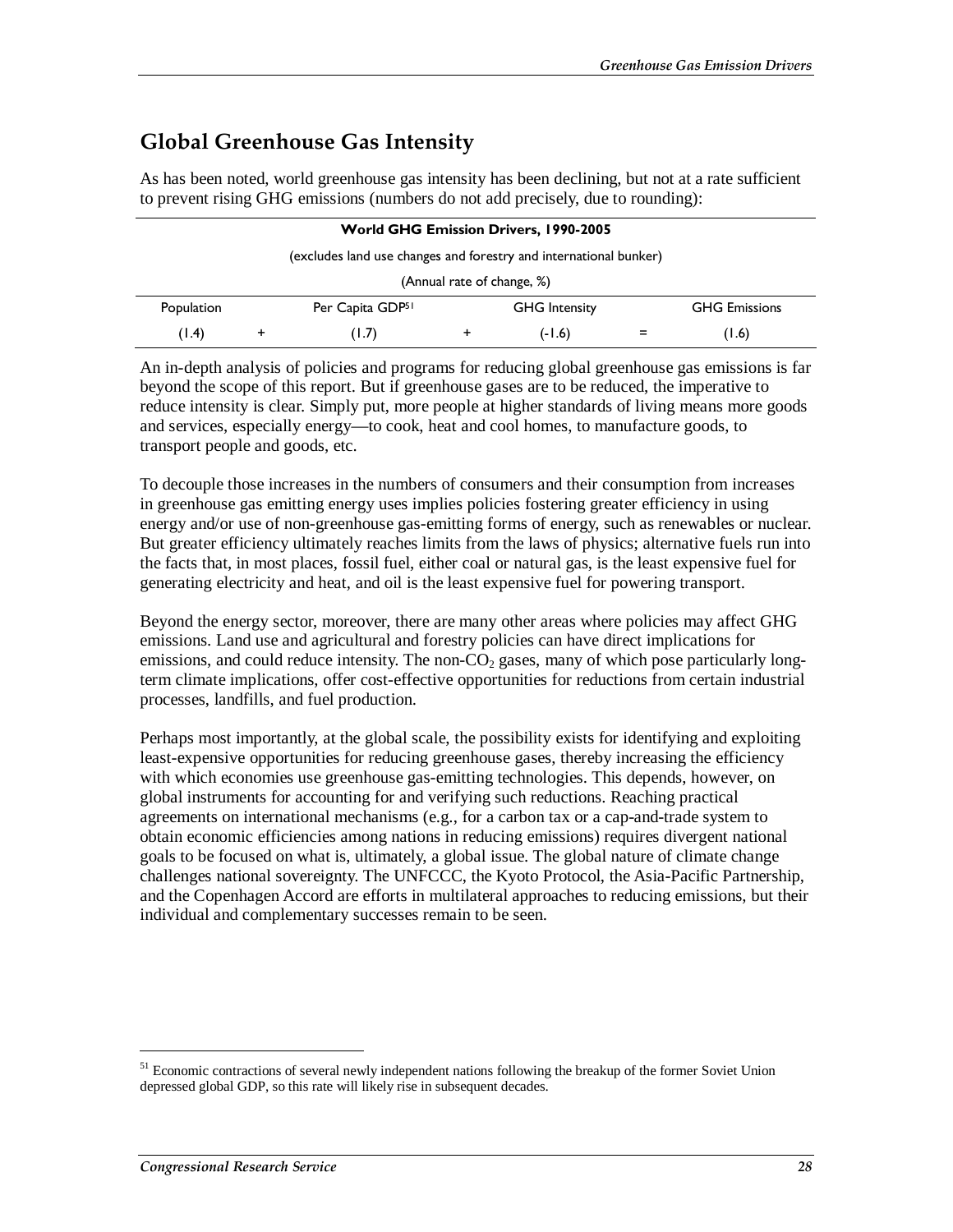## Global Greenhouse Gas Intensity

As has been noted, world greenhouse gas intensity has been declining, but not at a rate sufficient to prevent rising GHG emissions (numbers do not add precisely, due to rounding):

**World GHG Emission Drivers, 1990-2005**

(excludes land use changes and forestry and international bunker)

(Annual rate of change, %)

| Population | | Per Capita GDP[51] | | GHG Intensity | | GHG Emissions |
|---|---|---|---|---|---|---|
| (1.4) | + | (1.7) | + | (-1.6) | = | (1.6) |

An in-depth analysis of policies and programs for reducing global greenhouse gas emissions is far beyond the scope of this report. But if greenhouse gases are to be reduced, the imperative to reduce intensity is clear. Simply put, more people at higher standards of living means more goods and services, especially energy—to cook, heat and cool homes, to manufacture goods, to transport people and goods, etc.

To decouple those increases in the numbers of consumers and their consumption from increases in greenhouse gas emitting energy uses implies policies fostering greater efficiency in using energy and/or use of non-greenhouse gas-emitting forms of energy, such as renewables or nuclear. But greater efficiency ultimately reaches limits from the laws of physics; alternative fuels run into the facts that, in most places, fossil fuel, either coal or natural gas, is the least expensive fuel for generating electricity and heat, and oil is the least expensive fuel for powering transport.

Beyond the energy sector, moreover, there are many other areas where policies may affect GHG emissions. Land use and agricultural and forestry policies can have direct implications for emissions, and could reduce intensity. The non-$CO_2$ gases, many of which pose particularly long-term climate implications, offer cost-effective opportunities for reductions from certain industrial processes, landfills, and fuel production.

Perhaps most importantly, at the global scale, the possibility exists for identifying and exploiting least-expensive opportunities for reducing greenhouse gases, thereby increasing the efficiency with which economies use greenhouse gas-emitting technologies. This depends, however, on global instruments for accounting for and verifying such reductions. Reaching practical agreements on international mechanisms (e.g., for a carbon tax or a cap-and-trade system to obtain economic efficiencies among nations in reducing emissions) requires divergent national goals to be focused on what is, ultimately, a global issue. The global nature of climate change challenges national sovereignty. The UNFCCC, the Kyoto Protocol, the Asia-Pacific Partnership, and the Copenhagen Accord are efforts in multilateral approaches to reducing emissions, but their individual and complementary successes remain to be seen.

---

[51] Economic contractions of several newly independent nations following the breakup of the former Soviet Union depressed global GDP, so this rate will likely rise in subsequent decades.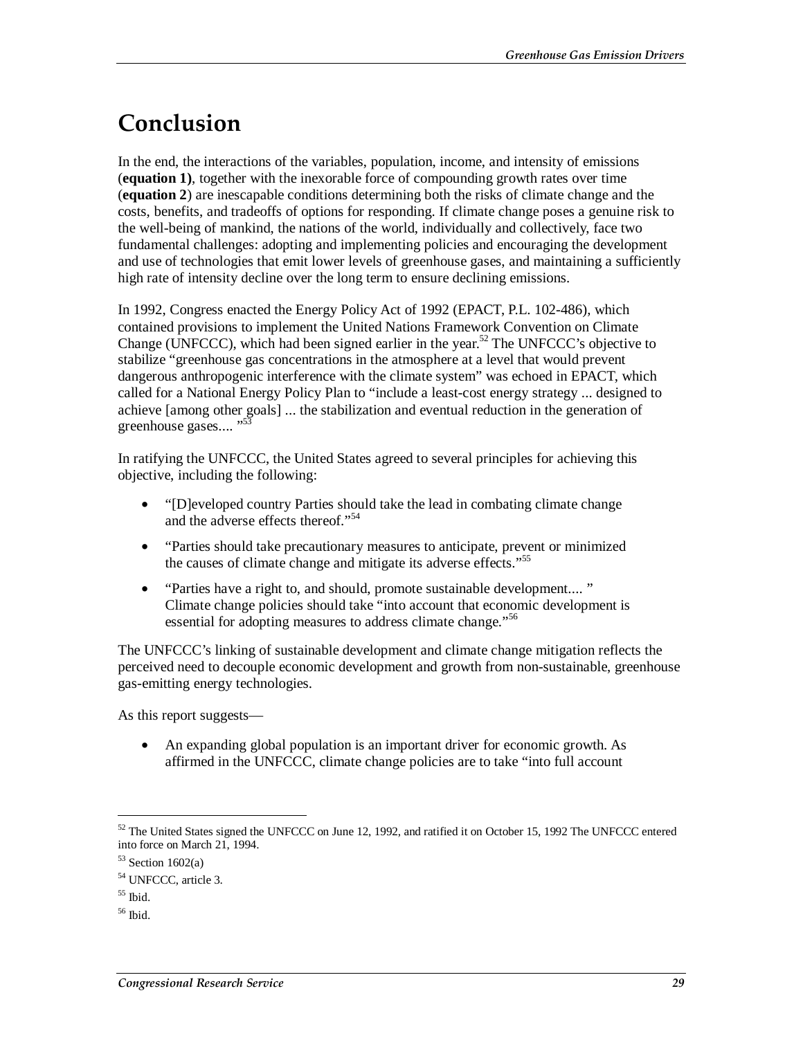# Conclusion

In the end, the interactions of the variables, population, income, and intensity of emissions (**equation 1)**, together with the inexorable force of compounding growth rates over time (**equation 2**) are inescapable conditions determining both the risks of climate change and the costs, benefits, and tradeoffs of options for responding. If climate change poses a genuine risk to the well-being of mankind, the nations of the world, individually and collectively, face two fundamental challenges: adopting and implementing policies and encouraging the development and use of technologies that emit lower levels of greenhouse gases, and maintaining a sufficiently high rate of intensity decline over the long term to ensure declining emissions.

In 1992, Congress enacted the Energy Policy Act of 1992 (EPACT, P.L. 102-486), which contained provisions to implement the United Nations Framework Convention on Climate Change (UNFCCC), which had been signed earlier in the year.[52] The UNFCCC's objective to stabilize "greenhouse gas concentrations in the atmosphere at a level that would prevent dangerous anthropogenic interference with the climate system" was echoed in EPACT, which called for a National Energy Policy Plan to "include a least-cost energy strategy ... designed to achieve [among other goals] ... the stabilization and eventual reduction in the generation of greenhouse gases.... "[53]

In ratifying the UNFCCC, the United States agreed to several principles for achieving this objective, including the following:

- "[D]eveloped country Parties should take the lead in combating climate change and the adverse effects thereof."[54]
- "Parties should take precautionary measures to anticipate, prevent or minimized the causes of climate change and mitigate its adverse effects."[55]
- "Parties have a right to, and should, promote sustainable development.... " Climate change policies should take "into account that economic development is essential for adopting measures to address climate change."[56]

The UNFCCC's linking of sustainable development and climate change mitigation reflects the perceived need to decouple economic development and growth from non-sustainable, greenhouse gas-emitting energy technologies.

As this report suggests—

- An expanding global population is an important driver for economic growth. As affirmed in the UNFCCC, climate change policies are to take "into full account

---

[52] The United States signed the UNFCCC on June 12, 1992, and ratified it on October 15, 1992 The UNFCCC entered into force on March 21, 1994.

[53] Section 1602(a)

[54] UNFCCC, article 3.

[55] Ibid.

[56] Ibid.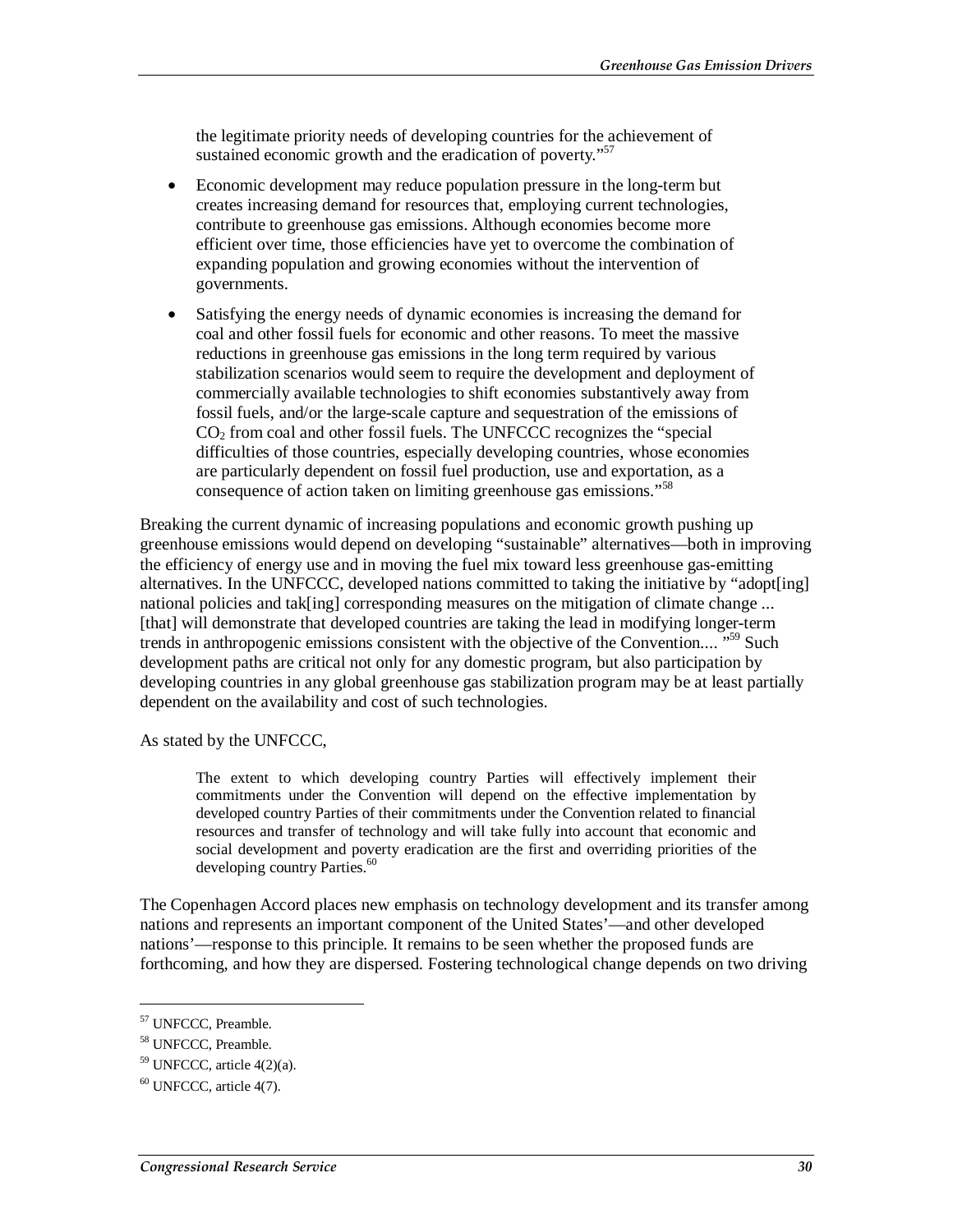the legitimate priority needs of developing countries for the achievement of sustained economic growth and the eradication of poverty."[57]

- Economic development may reduce population pressure in the long-term but creates increasing demand for resources that, employing current technologies, contribute to greenhouse gas emissions. Although economies become more efficient over time, those efficiencies have yet to overcome the combination of expanding population and growing economies without the intervention of governments.
- Satisfying the energy needs of dynamic economies is increasing the demand for coal and other fossil fuels for economic and other reasons. To meet the massive reductions in greenhouse gas emissions in the long term required by various stabilization scenarios would seem to require the development and deployment of commercially available technologies to shift economies substantively away from fossil fuels, and/or the large-scale capture and sequestration of the emissions of $CO_2$ from coal and other fossil fuels. The UNFCCC recognizes the "special difficulties of those countries, especially developing countries, whose economies are particularly dependent on fossil fuel production, use and exportation, as a consequence of action taken on limiting greenhouse gas emissions."[58]

Breaking the current dynamic of increasing populations and economic growth pushing up greenhouse emissions would depend on developing "sustainable" alternatives—both in improving the efficiency of energy use and in moving the fuel mix toward less greenhouse gas-emitting alternatives. In the UNFCCC, developed nations committed to taking the initiative by "adopt[ing] national policies and tak[ing] corresponding measures on the mitigation of climate change ... [that] will demonstrate that developed countries are taking the lead in modifying longer-term trends in anthropogenic emissions consistent with the objective of the Convention.... "[59] Such development paths are critical not only for any domestic program, but also participation by developing countries in any global greenhouse gas stabilization program may be at least partially dependent on the availability and cost of such technologies.

As stated by the UNFCCC,

> The extent to which developing country Parties will effectively implement their commitments under the Convention will depend on the effective implementation by developed country Parties of their commitments under the Convention related to financial resources and transfer of technology and will take fully into account that economic and social development and poverty eradication are the first and overriding priorities of the developing country Parties.[60]

The Copenhagen Accord places new emphasis on technology development and its transfer among nations and represents an important component of the United States'—and other developed nations'—response to this principle. It remains to be seen whether the proposed funds are forthcoming, and how they are dispersed. Fostering technological change depends on two driving

---

[57] UNFCCC, Preamble.

[58] UNFCCC, Preamble.

[59] UNFCCC, article 4(2)(a).

[60] UNFCCC, article 4(7).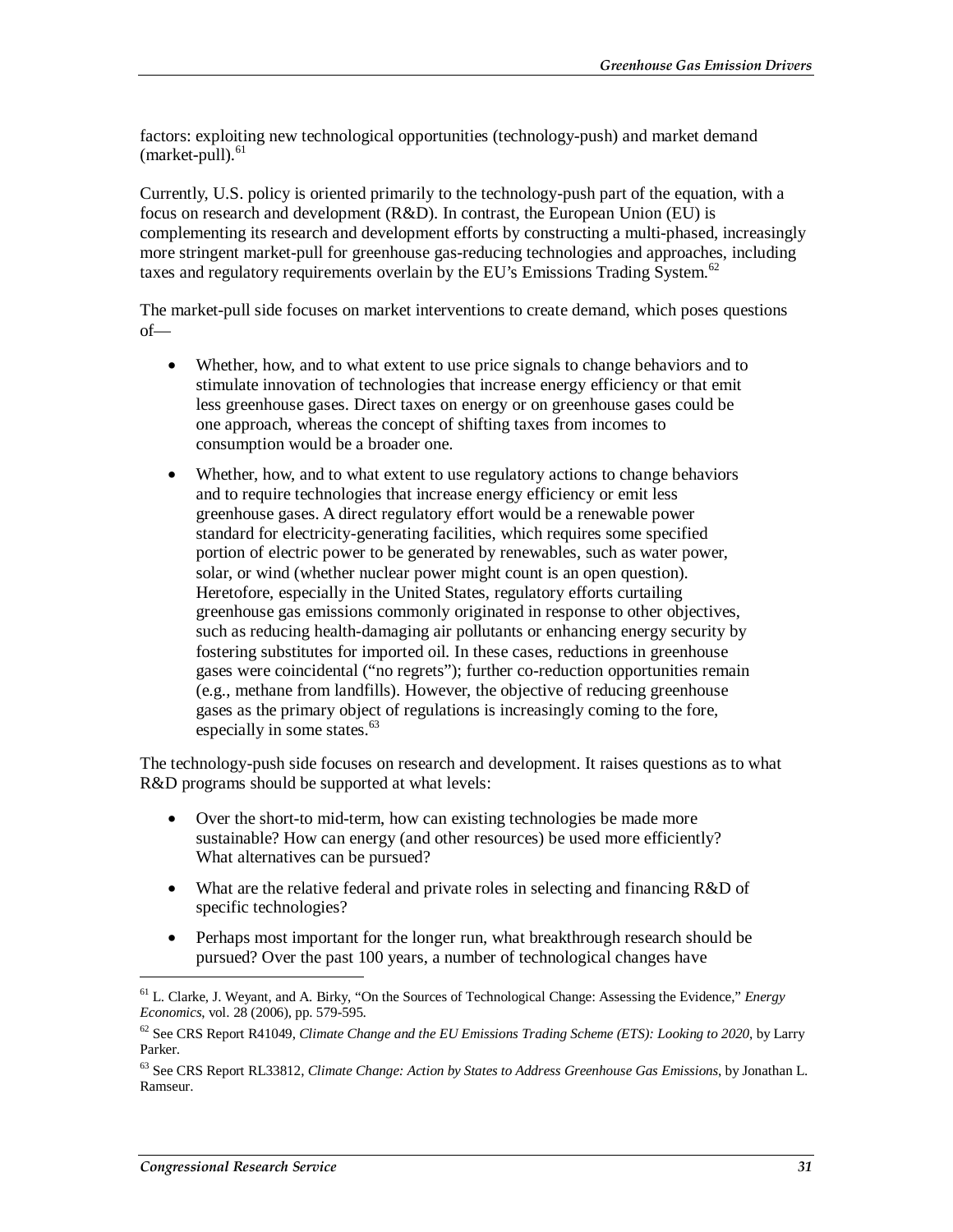factors: exploiting new technological opportunities (technology-push) and market demand (market-pull).[61]

Currently, U.S. policy is oriented primarily to the technology-push part of the equation, with a focus on research and development (R&D). In contrast, the European Union (EU) is complementing its research and development efforts by constructing a multi-phased, increasingly more stringent market-pull for greenhouse gas-reducing technologies and approaches, including taxes and regulatory requirements overlain by the EU's Emissions Trading System.[62]

The market-pull side focuses on market interventions to create demand, which poses questions of—

- Whether, how, and to what extent to use price signals to change behaviors and to stimulate innovation of technologies that increase energy efficiency or that emit less greenhouse gases. Direct taxes on energy or on greenhouse gases could be one approach, whereas the concept of shifting taxes from incomes to consumption would be a broader one.
- Whether, how, and to what extent to use regulatory actions to change behaviors and to require technologies that increase energy efficiency or emit less greenhouse gases. A direct regulatory effort would be a renewable power standard for electricity-generating facilities, which requires some specified portion of electric power to be generated by renewables, such as water power, solar, or wind (whether nuclear power might count is an open question). Heretofore, especially in the United States, regulatory efforts curtailing greenhouse gas emissions commonly originated in response to other objectives, such as reducing health-damaging air pollutants or enhancing energy security by fostering substitutes for imported oil. In these cases, reductions in greenhouse gases were coincidental ("no regrets"); further co-reduction opportunities remain (e.g., methane from landfills). However, the objective of reducing greenhouse gases as the primary object of regulations is increasingly coming to the fore, especially in some states.[63]

The technology-push side focuses on research and development. It raises questions as to what R&D programs should be supported at what levels:

- Over the short-to mid-term, how can existing technologies be made more sustainable? How can energy (and other resources) be used more efficiently? What alternatives can be pursued?
- What are the relative federal and private roles in selecting and financing R&D of specific technologies?
- Perhaps most important for the longer run, what breakthrough research should be pursued? Over the past 100 years, a number of technological changes have

---

[61] L. Clarke, J. Weyant, and A. Birky, "On the Sources of Technological Change: Assessing the Evidence," *Energy Economics*, vol. 28 (2006), pp. 579-595.

[62] See CRS Report R41049, *Climate Change and the EU Emissions Trading Scheme (ETS): Looking to 2020*, by Larry Parker.

[63] See CRS Report RL33812, *Climate Change: Action by States to Address Greenhouse Gas Emissions*, by Jonathan L. Ramseur.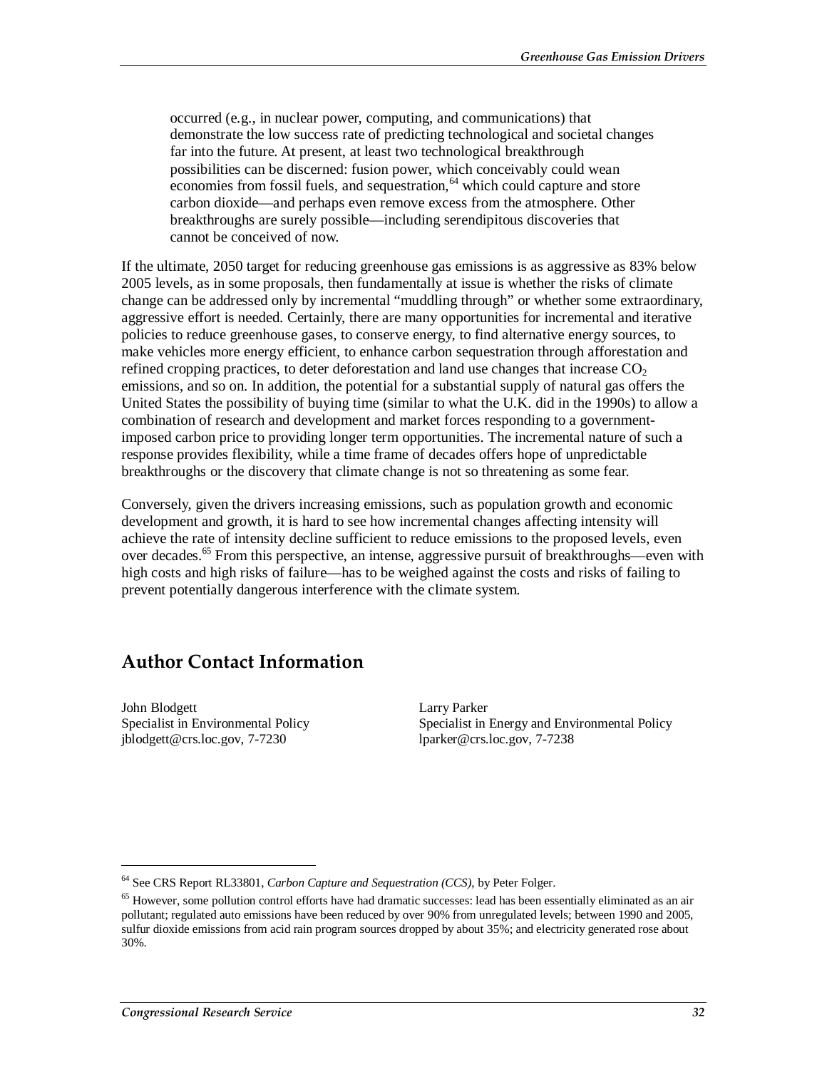> occurred (e.g., in nuclear power, computing, and communications) that demonstrate the low success rate of predicting technological and societal changes far into the future. At present, at least two technological breakthrough possibilities can be discerned: fusion power, which conceivably could wean economies from fossil fuels, and sequestration,[64] which could capture and store carbon dioxide—and perhaps even remove excess from the atmosphere. Other breakthroughs are surely possible—including serendipitous discoveries that cannot be conceived of now.

If the ultimate, 2050 target for reducing greenhouse gas emissions is as aggressive as 83% below 2005 levels, as in some proposals, then fundamentally at issue is whether the risks of climate change can be addressed only by incremental "muddling through" or whether some extraordinary, aggressive effort is needed. Certainly, there are many opportunities for incremental and iterative policies to reduce greenhouse gases, to conserve energy, to find alternative energy sources, to make vehicles more energy efficient, to enhance carbon sequestration through afforestation and refined cropping practices, to deter deforestation and land use changes that increase $CO_2$ emissions, and so on. In addition, the potential for a substantial supply of natural gas offers the United States the possibility of buying time (similar to what the U.K. did in the 1990s) to allow a combination of research and development and market forces responding to a government-imposed carbon price to providing longer term opportunities. The incremental nature of such a response provides flexibility, while a time frame of decades offers hope of unpredictable breakthroughs or the discovery that climate change is not so threatening as some fear.

Conversely, given the drivers increasing emissions, such as population growth and economic development and growth, it is hard to see how incremental changes affecting intensity will achieve the rate of intensity decline sufficient to reduce emissions to the proposed levels, even over decades.[65] From this perspective, an intense, aggressive pursuit of breakthroughs—even with high costs and high risks of failure—has to be weighed against the costs and risks of failing to prevent potentially dangerous interference with the climate system.

## Author Contact Information

John Blodgett
Specialist in Environmental Policy
jblodgett@crs.loc.gov, 7-7230

Larry Parker
Specialist in Energy and Environmental Policy
lparker@crs.loc.gov, 7-7238

---

[64] See CRS Report RL33801, *Carbon Capture and Sequestration (CCS)*, by Peter Folger.

[65] However, some pollution control efforts have had dramatic successes: lead has been essentially eliminated as an air pollutant; regulated auto emissions have been reduced by over 90% from unregulated levels; between 1990 and 2005, sulfur dioxide emissions from acid rain program sources dropped by about 35%; and electricity generated rose about 30%.